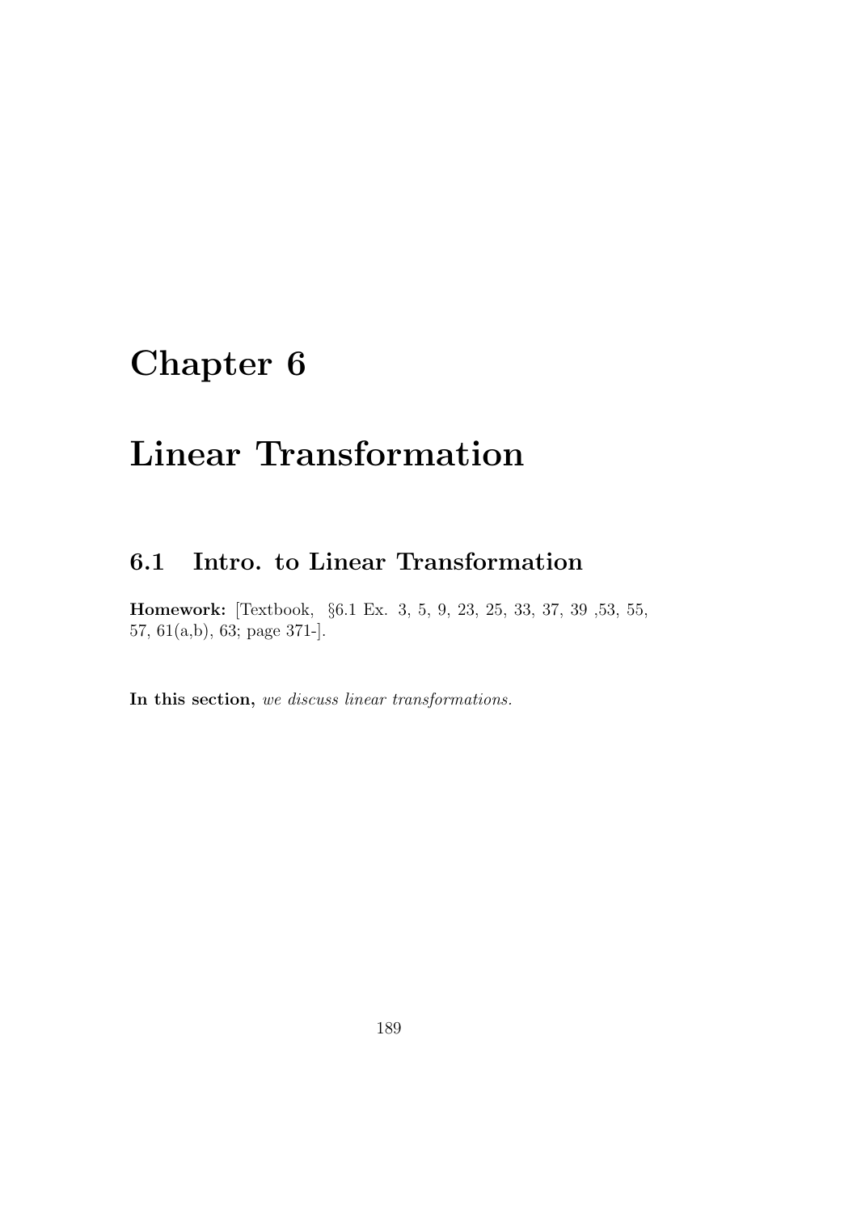# Chapter 6

# Linear Transformation

## 6.1 Intro. to Linear Transformation

**Homework:** [Textbook, §6.1 Ex. 3, 5, 9, 23, 25, 33, 37, 39 ,53, 55, 57, 61(a,b), 63; page 371-].

**In this section,** *we discuss linear transformations.*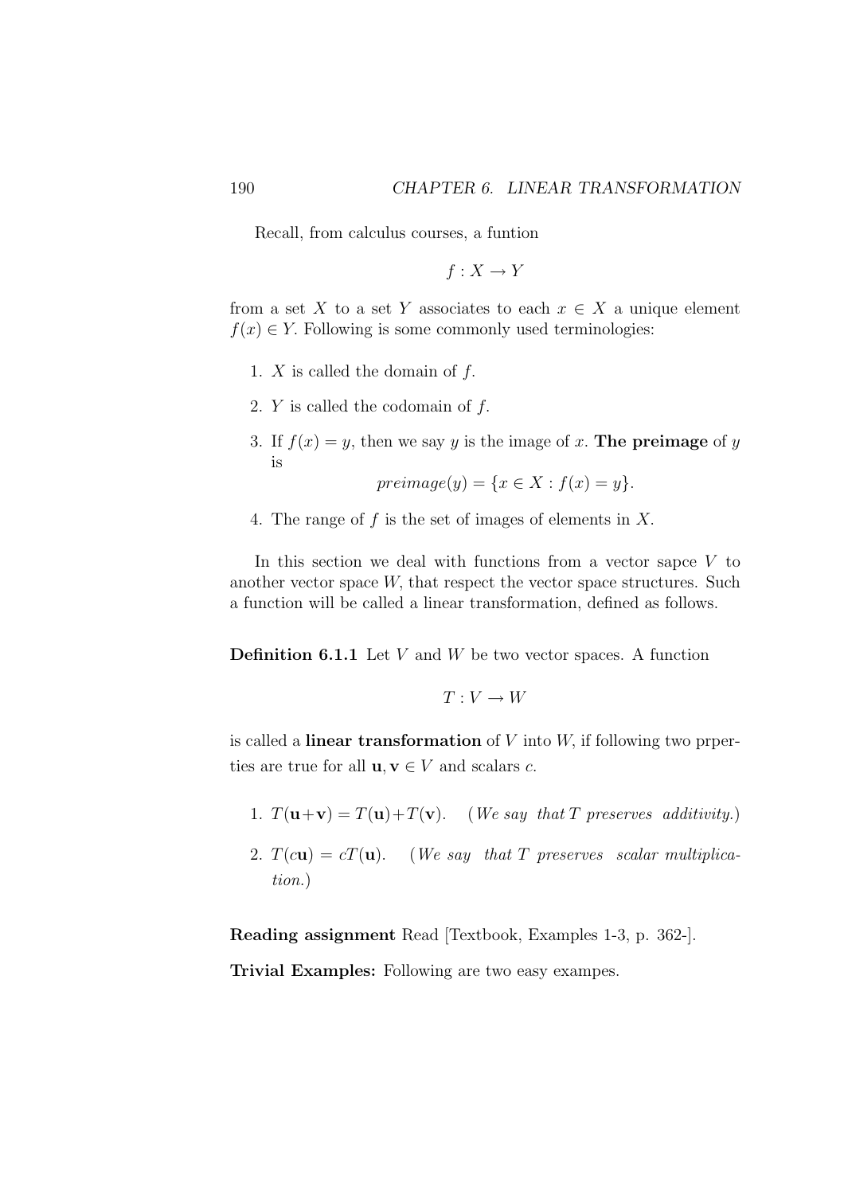Recall, from calculus courses, a funtion

$$f : X \to Y$$

from a set $X$ to a set $Y$ associates to each $x \in X$ a unique element $f(x) \in Y$. Following is some commonly used terminologies:

1. $X$ is called the domain of $f$.
2. $Y$ is called the codomain of $f$.
3. If $f(x) = y$, then we say $y$ is the image of $x$. **The preimage** of $y$ is
$$preimage(y) = \{x \in X : f(x) = y\}.$$
4. The range of $f$ is the set of images of elements in $X$.

In this section we deal with functions from a vector sapce $V$ to another vector space $W$, that respect the vector space structures. Such a function will be called a linear transformation, defined as follows.

**Definition 6.1.1** Let $V$ and $W$ be two vector spaces. A function

$$T : V \to W$$

is called a **linear transformation** of $V$ into $W$, if following two prperties are true for all $\mathbf{u}, \mathbf{v} \in V$ and scalars $c$.

1. $T(\mathbf{u}+\mathbf{v}) = T(\mathbf{u})+T(\mathbf{v})$. (*We say that $T$ preserves additivity.*)
2. $T(c\mathbf{u}) = cT(\mathbf{u})$. (*We say that $T$ preserves scalar multiplication.*)

**Reading assignment** Read [Textbook, Examples 1-3, p. 362-].

**Trivial Examples:** Following are two easy exampes.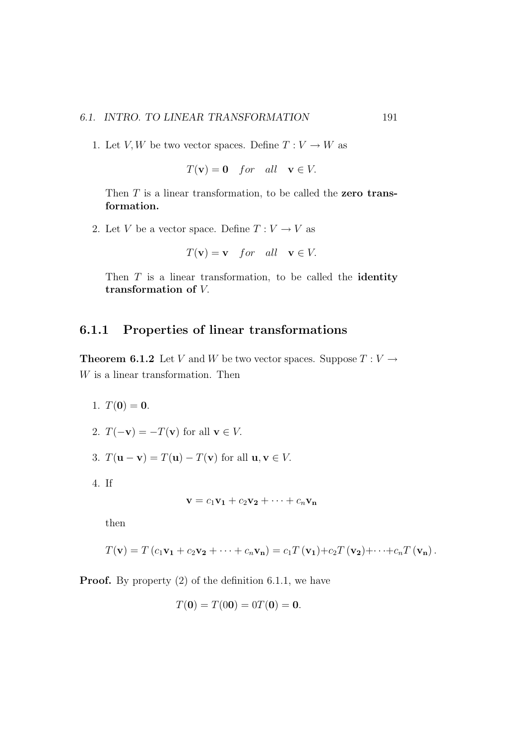1. Let $V, W$ be two vector spaces. Define $T : V \to W$ as

$$T(\mathbf{v}) = \mathbf{0} \quad for \quad all \quad \mathbf{v} \in V.$$

Then $T$ is a linear transformation, to be called the **zero transformation.**

2. Let $V$ be a vector space. Define $T : V \to V$ as

$$T(\mathbf{v}) = \mathbf{v} \quad for \quad all \quad \mathbf{v} \in V.$$

Then $T$ is a linear transformation, to be called the **identity transformation of** $V$.

### 6.1.1 Properties of linear transformations

**Theorem 6.1.2** Let $V$ and $W$ be two vector spaces. Suppose $T : V \to W$ is a linear transformation. Then

1. $T(\mathbf{0}) = \mathbf{0}$.

2. $T(-\mathbf{v}) = -T(\mathbf{v})$ for all $\mathbf{v} \in V$.

3. $T(\mathbf{u} - \mathbf{v}) = T(\mathbf{u}) - T(\mathbf{v})$ for all $\mathbf{u}, \mathbf{v} \in V$.

4. If

$$\mathbf{v} = c_1\mathbf{v_1} + c_2\mathbf{v_2} + \cdots + c_n\mathbf{v_n}$$

then

$$T(\mathbf{v}) = T\left(c_1\mathbf{v_1} + c_2\mathbf{v_2} + \cdots + c_n\mathbf{v_n}\right) = c_1T\left(\mathbf{v_1}\right) + c_2T\left(\mathbf{v_2}\right) + \cdots + c_nT\left(\mathbf{v_n}\right).$$

**Proof.** By property (2) of the definition 6.1.1, we have

$$T(\mathbf{0}) = T(0\mathbf{0}) = 0T(\mathbf{0}) = \mathbf{0}.$$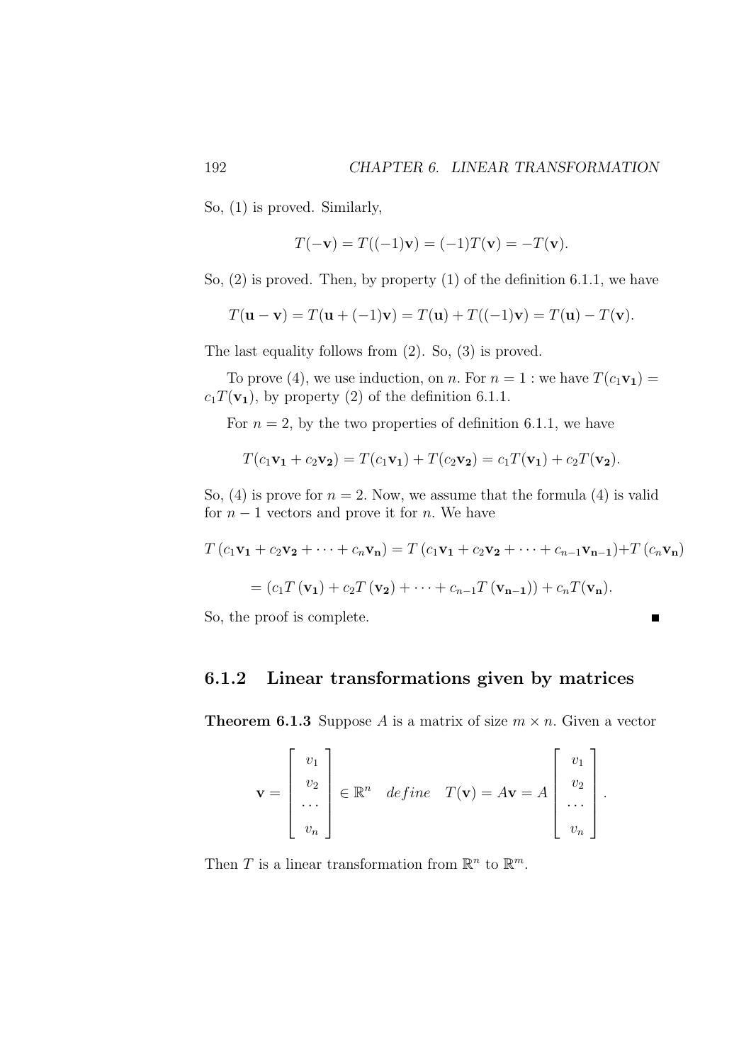So, (1) is proved. Similarly,

$$T(-\mathbf{v}) = T((-1)\mathbf{v}) = (-1)T(\mathbf{v}) = -T(\mathbf{v}).$$

So, (2) is proved. Then, by property (1) of the definition 6.1.1, we have

$$T(\mathbf{u} - \mathbf{v}) = T(\mathbf{u} + (-1)\mathbf{v}) = T(\mathbf{u}) + T((-1)\mathbf{v}) = T(\mathbf{u}) - T(\mathbf{v}).$$

The last equality follows from (2). So, (3) is proved.

To prove (4), we use induction, on $n$. For $n = 1$ : we have $T(c_1\mathbf{v_1}) = c_1 T(\mathbf{v_1})$, by property (2) of the definition 6.1.1.

For $n = 2$, by the two properties of definition 6.1.1, we have

$$T(c_1\mathbf{v_1} + c_2\mathbf{v_2}) = T(c_1\mathbf{v_1}) + T(c_2\mathbf{v_2}) = c_1 T(\mathbf{v_1}) + c_2 T(\mathbf{v_2}).$$

So, (4) is prove for $n = 2$. Now, we assume that the formula (4) is valid for $n - 1$ vectors and prove it for $n$. We have

$$T\left(c_1\mathbf{v_1} + c_2\mathbf{v_2} + \cdots + c_n\mathbf{v_n}\right) = T\left(c_1\mathbf{v_1} + c_2\mathbf{v_2} + \cdots + c_{n-1}\mathbf{v_{n-1}}\right) + T\left(c_n\mathbf{v_n}\right)$$

$$= \left(c_1 T\left(\mathbf{v_1}\right) + c_2 T\left(\mathbf{v_2}\right) + \cdots + c_{n-1} T\left(\mathbf{v_{n-1}}\right)\right) + c_n T(\mathbf{v_n}).$$

So, the proof is complete. ∎

### 6.1.2 Linear transformations given by matrices

**Theorem 6.1.3** Suppose $A$ is a matrix of size $m \times n$. Given a vector

$$\mathbf{v} = \begin{bmatrix} v_1 \\ v_2 \\ \cdots \\ v_n \end{bmatrix} \in \mathbb{R}^n \quad define \quad T(\mathbf{v}) = A\mathbf{v} = A \begin{bmatrix} v_1 \\ v_2 \\ \cdots \\ v_n \end{bmatrix}.$$

Then $T$ is a linear transformation from $\mathbb{R}^n$ to $\mathbb{R}^m$.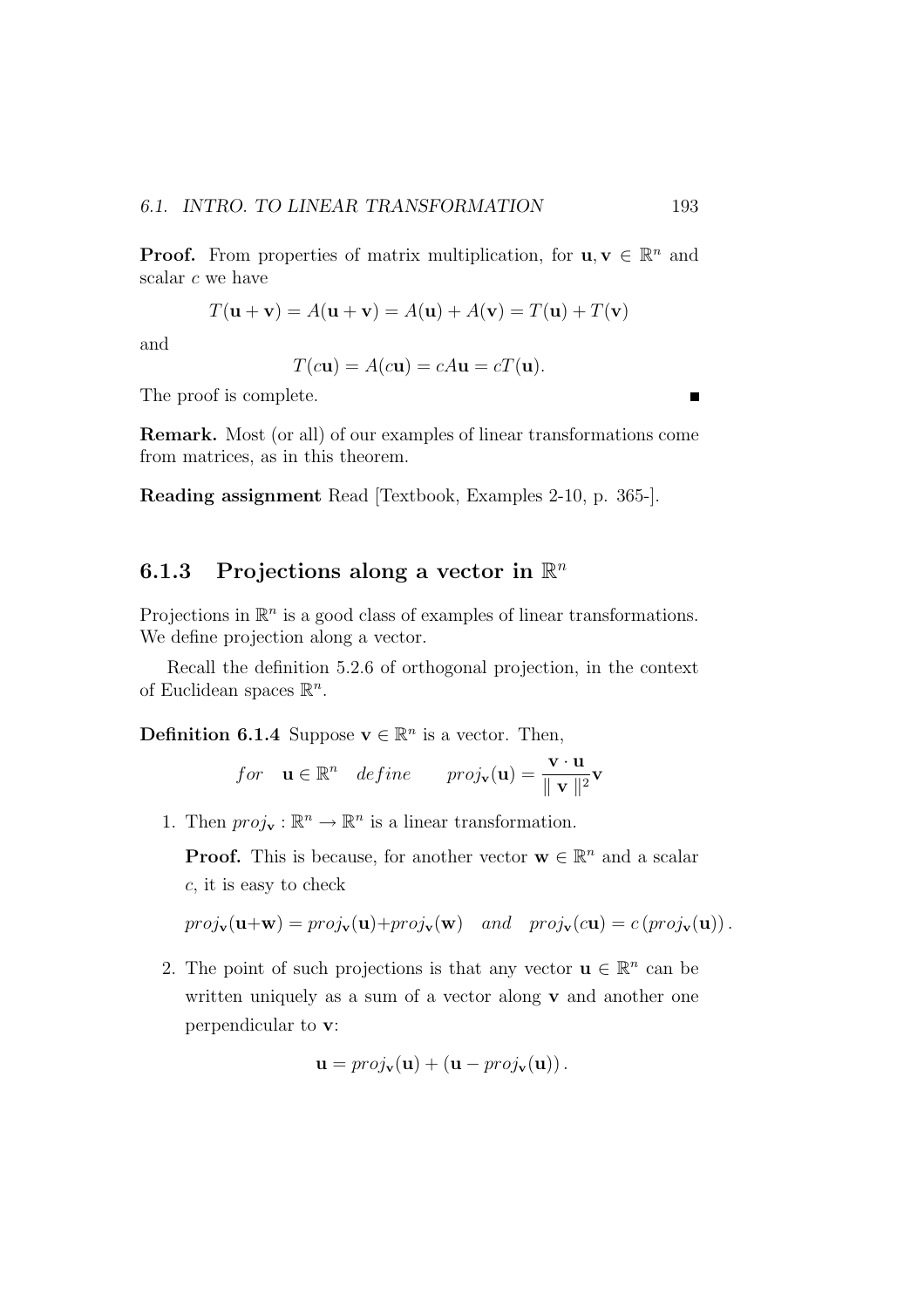**Proof.** From properties of matrix multiplication, for $\mathbf{u}, \mathbf{v} \in \mathbb{R}^n$ and scalar $c$ we have

$$T(\mathbf{u} + \mathbf{v}) = A(\mathbf{u} + \mathbf{v}) = A(\mathbf{u}) + A(\mathbf{v}) = T(\mathbf{u}) + T(\mathbf{v})$$

and

$$T(c\mathbf{u}) = A(c\mathbf{u}) = cA\mathbf{u} = cT(\mathbf{u}).$$

The proof is complete. ■

**Remark.** Most (or all) of our examples of linear transformations come from matrices, as in this theorem.

**Reading assignment** Read [Textbook, Examples 2-10, p. 365-].

### 6.1.3 Projections along a vector in $\mathbb{R}^n$

Projections in $\mathbb{R}^n$ is a good class of examples of linear transformations. We define projection along a vector.

Recall the definition 5.2.6 of orthogonal projection, in the context of Euclidean spaces $\mathbb{R}^n$.

**Definition 6.1.4** Suppose $\mathbf{v} \in \mathbb{R}^n$ is a vector. Then,

$$for \quad \mathbf{u} \in \mathbb{R}^n \quad define \qquad proj_{\mathbf{v}}(\mathbf{u}) = \frac{\mathbf{v} \cdot \mathbf{u}}{\| \mathbf{v} \|^2}\mathbf{v}$$

1. Then $proj_{\mathbf{v}} : \mathbb{R}^n \to \mathbb{R}^n$ is a linear transformation.

   **Proof.** This is because, for another vector $\mathbf{w} \in \mathbb{R}^n$ and a scalar $c$, it is easy to check

   $$proj_{\mathbf{v}}(\mathbf{u}+\mathbf{w}) = proj_{\mathbf{v}}(\mathbf{u}) + proj_{\mathbf{v}}(\mathbf{w}) \quad and \quad proj_{\mathbf{v}}(c\mathbf{u}) = c\,(proj_{\mathbf{v}}(\mathbf{u}))\,.$$

2. The point of such projections is that any vector $\mathbf{u} \in \mathbb{R}^n$ can be written uniquely as a sum of a vector along $\mathbf{v}$ and another one perpendicular to $\mathbf{v}$:

   $$\mathbf{u} = proj_{\mathbf{v}}(\mathbf{u}) + (\mathbf{u} - proj_{\mathbf{v}}(\mathbf{u}))\,.$$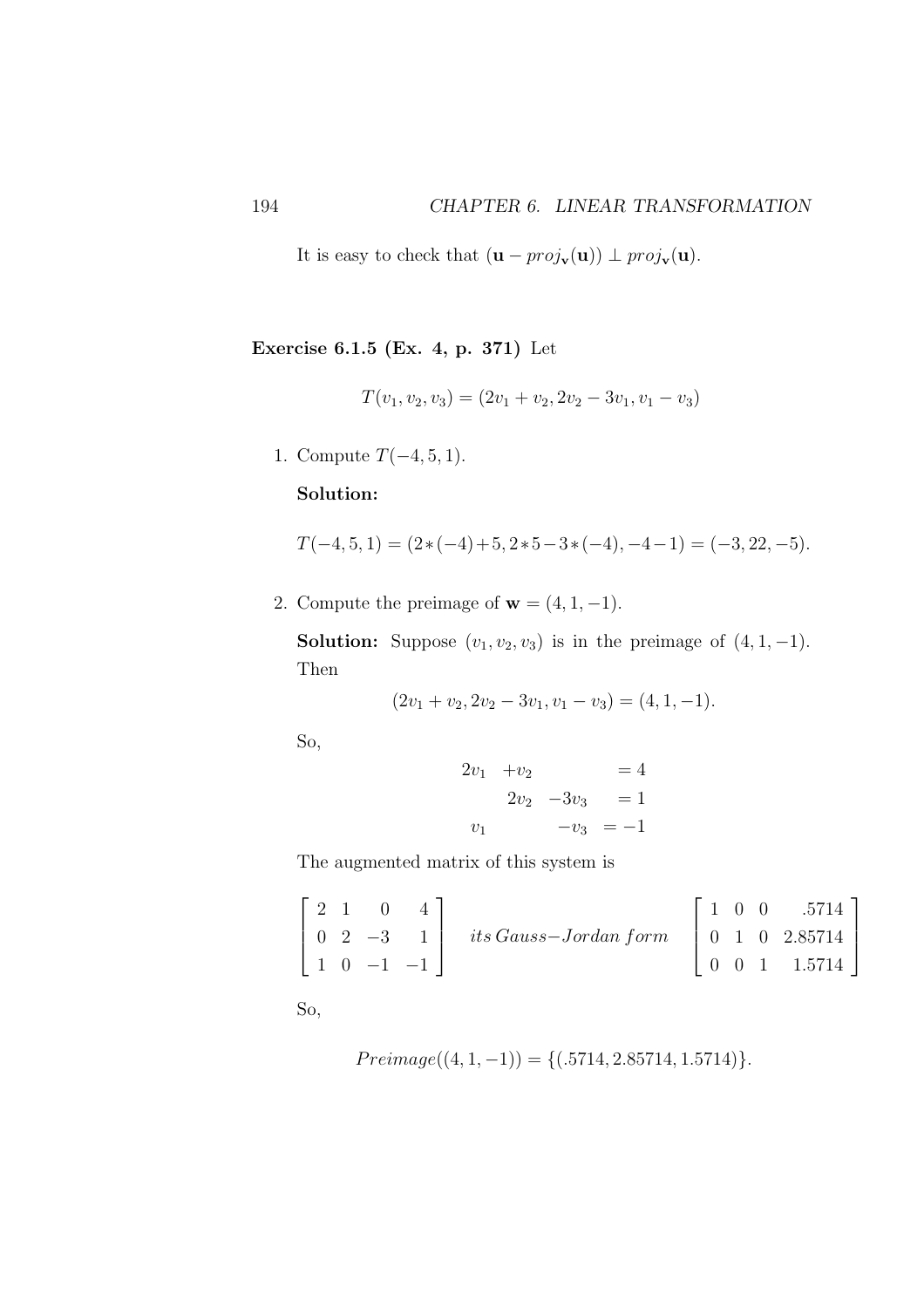It is easy to check that $(\mathbf{u} - proj_{\mathbf{v}}(\mathbf{u})) \perp proj_{\mathbf{v}}(\mathbf{u})$.

**Exercise 6.1.5 (Ex. 4, p. 371)** Let

$$T(v_1, v_2, v_3) = (2v_1 + v_2, 2v_2 - 3v_1, v_1 - v_3)$$

1. Compute $T(-4, 5, 1)$.

   **Solution:**

   $$T(-4, 5, 1) = (2*(-4)+5, 2*5-3*(-4), -4-1) = (-3, 22, -5).$$

2. Compute the preimage of $\mathbf{w} = (4, 1, -1)$.

   **Solution:** Suppose $(v_1, v_2, v_3)$ is in the preimage of $(4, 1, -1)$. Then

   $$(2v_1 + v_2, 2v_2 - 3v_1, v_1 - v_3) = (4, 1, -1).$$

   So,

   $$\begin{array}{cccc} 2v_1 & +v_2 & & = 4 \\ & 2v_2 & -3v_3 & = 1 \\ v_1 & & -v_3 & = -1 \end{array}$$

   The augmented matrix of this system is

   $$\begin{bmatrix} 2 & 1 & 0 & 4 \\ 0 & 2 & -3 & 1 \\ 1 & 0 & -1 & -1 \end{bmatrix} \quad its\, Gauss{-}Jordan\, form \quad \begin{bmatrix} 1 & 0 & 0 & .5714 \\ 0 & 1 & 0 & 2.85714 \\ 0 & 0 & 1 & 1.5714 \end{bmatrix}$$

   So,

   $$Preimage((4, 1, -1)) = \{(.5714, 2.85714, 1.5714)\}.$$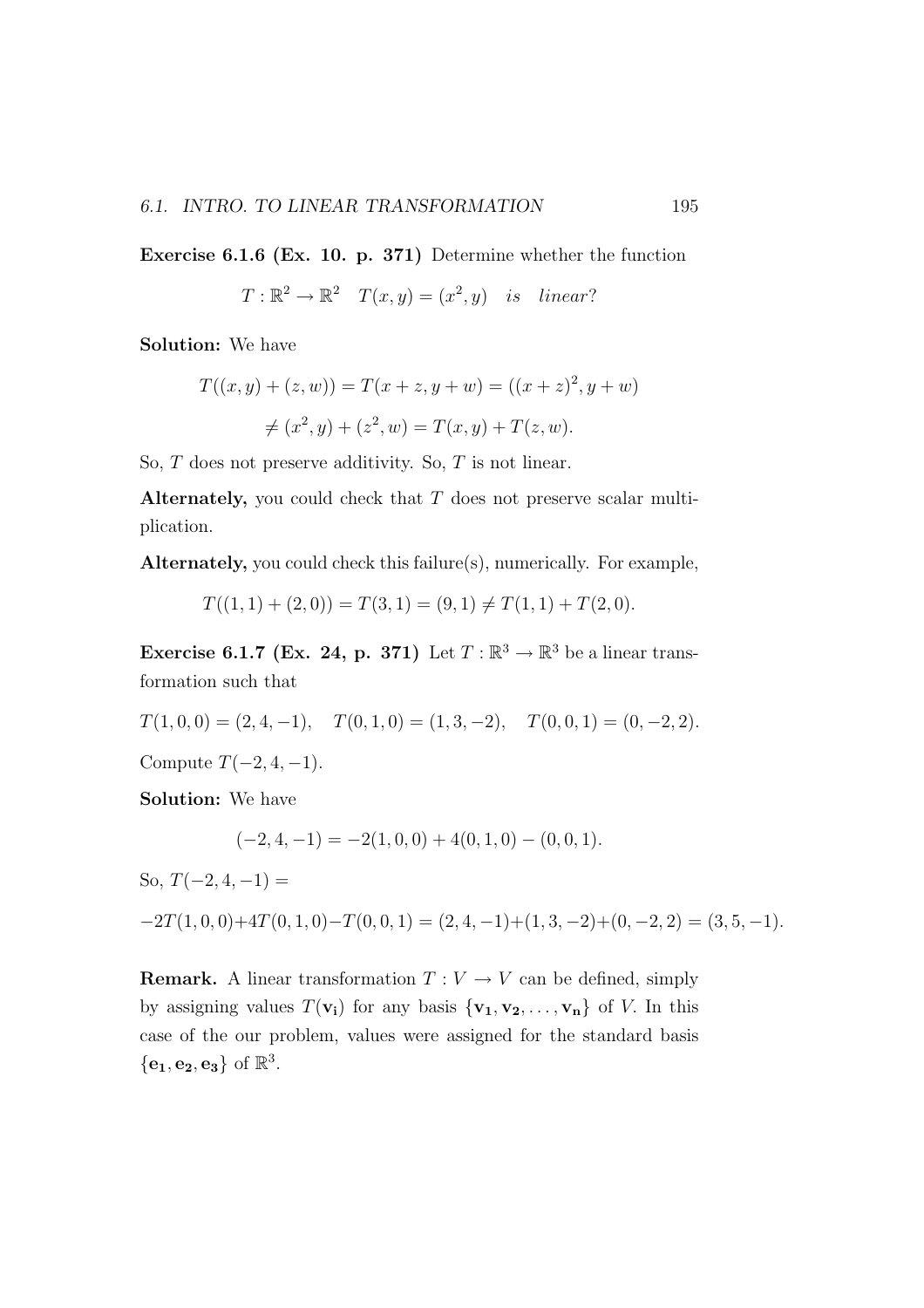**Exercise 6.1.6 (Ex. 10. p. 371)** Determine whether the function

$$T : \mathbb{R}^2 \to \mathbb{R}^2 \quad T(x, y) = (x^2, y) \quad is \quad linear?$$

**Solution:** We have

$$T((x, y) + (z, w)) = T(x + z, y + w) = ((x + z)^2, y + w)$$

$$\neq (x^2, y) + (z^2, w) = T(x, y) + T(z, w).$$

So, $T$ does not preserve additivity. So, $T$ is not linear.

**Alternately,** you could check that $T$ does not preserve scalar multiplication.

**Alternately,** you could check this failure(s), numerically. For example,

$$T((1, 1) + (2, 0)) = T(3, 1) = (9, 1) \neq T(1, 1) + T(2, 0).$$

**Exercise 6.1.7 (Ex. 24, p. 371)** Let $T : \mathbb{R}^3 \to \mathbb{R}^3$ be a linear transformation such that

$$T(1, 0, 0) = (2, 4, -1), \quad T(0, 1, 0) = (1, 3, -2), \quad T(0, 0, 1) = (0, -2, 2).$$

Compute $T(-2, 4, -1)$.

**Solution:** We have

$$(-2, 4, -1) = -2(1, 0, 0) + 4(0, 1, 0) - (0, 0, 1).$$

So, $T(-2, 4, -1) =$

$$-2T(1, 0, 0)+4T(0, 1, 0)-T(0, 0, 1) = (2, 4, -1)+(1, 3, -2)+(0, -2, 2) = (3, 5, -1).$$

**Remark.** A linear transformation $T : V \to V$ can be defined, simply by assigning values $T(\mathbf{v_i})$ for any basis $\{\mathbf{v_1}, \mathbf{v_2}, \ldots, \mathbf{v_n}\}$ of $V$. In this case of the our problem, values were assigned for the standard basis $\{\mathbf{e_1}, \mathbf{e_2}, \mathbf{e_3}\}$ of $\mathbb{R}^3$.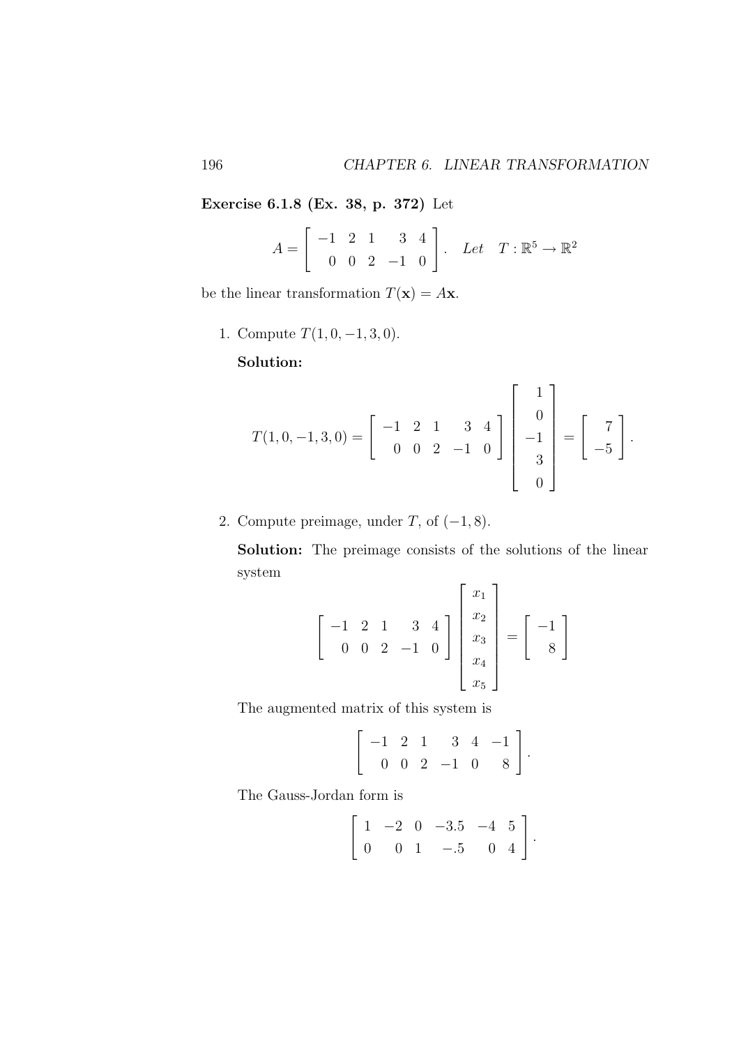**Exercise 6.1.8 (Ex. 38, p. 372)** Let

$$A = \begin{bmatrix} -1 & 2 & 1 & 3 & 4 \\ 0 & 0 & 2 & -1 & 0 \end{bmatrix}. \quad \textit{Let} \quad T : \mathbb{R}^5 \to \mathbb{R}^2$$

be the linear transformation $T(\mathbf{x}) = A\mathbf{x}$.

1. Compute $T(1, 0, -1, 3, 0)$.

   **Solution:**

$$T(1,0,-1,3,0) = \begin{bmatrix} -1 & 2 & 1 & 3 & 4 \\ 0 & 0 & 2 & -1 & 0 \end{bmatrix} \begin{bmatrix} 1 \\ 0 \\ -1 \\ 3 \\ 0 \end{bmatrix} = \begin{bmatrix} 7 \\ -5 \end{bmatrix}.$$

2. Compute preimage, under $T$, of $(-1, 8)$.

   **Solution:** The preimage consists of the solutions of the linear system

$$\begin{bmatrix} -1 & 2 & 1 & 3 & 4 \\ 0 & 0 & 2 & -1 & 0 \end{bmatrix} \begin{bmatrix} x_1 \\ x_2 \\ x_3 \\ x_4 \\ x_5 \end{bmatrix} = \begin{bmatrix} -1 \\ 8 \end{bmatrix}$$

   The augmented matrix of this system is

$$\begin{bmatrix} -1 & 2 & 1 & 3 & 4 & -1 \\ 0 & 0 & 2 & -1 & 0 & 8 \end{bmatrix}.$$

   The Gauss-Jordan form is

$$\begin{bmatrix} 1 & -2 & 0 & -3.5 & -4 & 5 \\ 0 & 0 & 1 & -.5 & 0 & 4 \end{bmatrix}.$$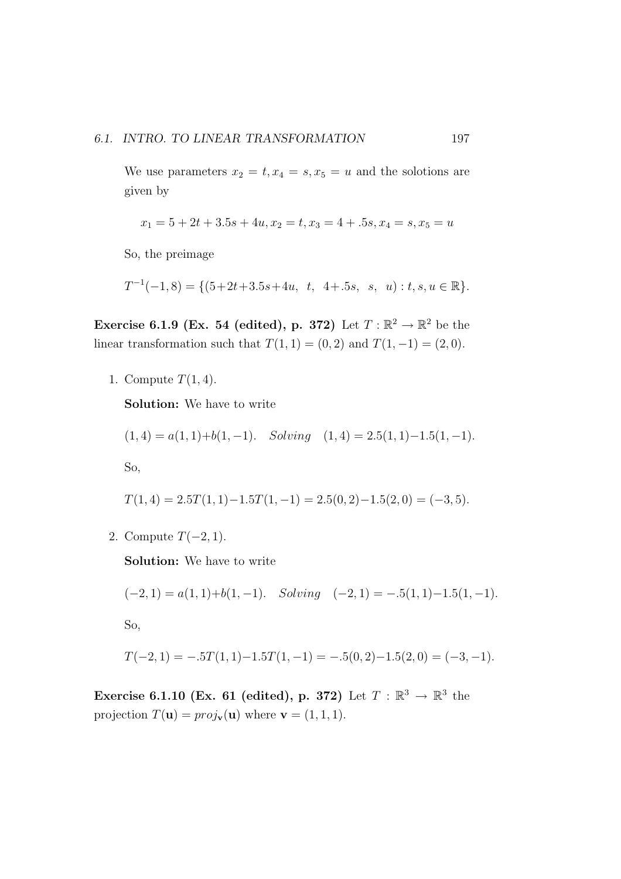We use parameters $x_2 = t, x_4 = s, x_5 = u$ and the solotions are given by

$$x_1 = 5 + 2t + 3.5s + 4u, x_2 = t, x_3 = 4 + .5s, x_4 = s, x_5 = u$$

So, the preimage

$$T^{-1}(-1, 8) = \{(5+2t+3.5s+4u, \;\; t, \;\; 4+.5s, \;\; s, \;\; u) : t, s, u \in \mathbb{R}\}.$$

**Exercise 6.1.9 (Ex. 54 (edited), p. 372)** Let $T : \mathbb{R}^2 \to \mathbb{R}^2$ be the linear transformation such that $T(1, 1) = (0, 2)$ and $T(1, -1) = (2, 0)$.

1. Compute $T(1, 4)$.

   **Solution:** We have to write

   $$(1, 4) = a(1, 1)+b(1, -1). \quad \textit{Solving} \quad (1, 4) = 2.5(1, 1)-1.5(1, -1).$$

   So,

   $$T(1, 4) = 2.5T(1, 1)-1.5T(1, -1) = 2.5(0, 2)-1.5(2, 0) = (-3, 5).$$

2. Compute $T(-2, 1)$.

   **Solution:** We have to write

   $$(-2, 1) = a(1, 1)+b(1, -1). \quad \textit{Solving} \quad (-2, 1) = -.5(1, 1)-1.5(1, -1).$$

   So,

   $$T(-2, 1) = -.5T(1, 1)-1.5T(1, -1) = -.5(0, 2)-1.5(2, 0) = (-3, -1).$$

**Exercise 6.1.10 (Ex. 61 (edited), p. 372)** Let $T : \mathbb{R}^3 \to \mathbb{R}^3$ the projection $T(\mathbf{u}) = proj_{\mathbf{v}}(\mathbf{u})$ where $\mathbf{v} = (1, 1, 1)$.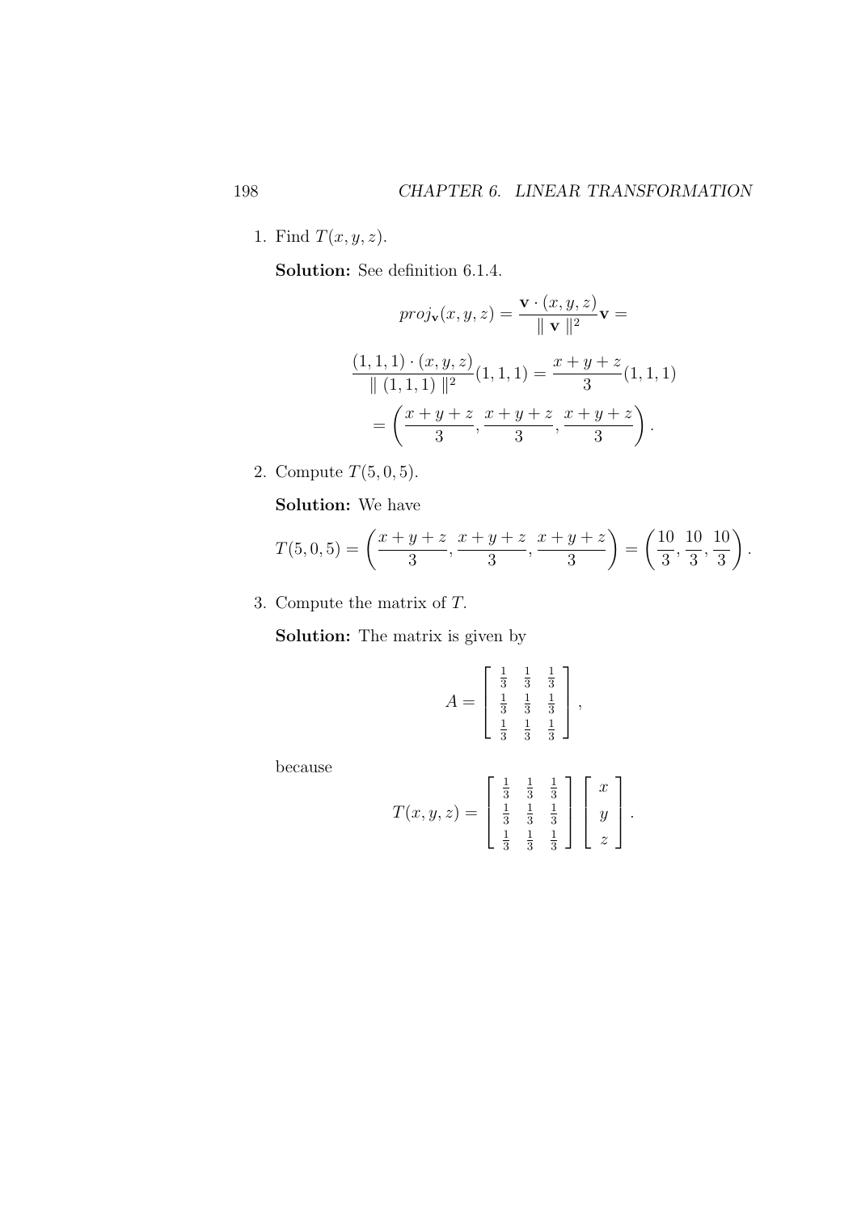1. Find $T(x, y, z)$.

   **Solution:** See definition 6.1.4.

$$proj_{\mathbf{v}}(x, y, z) = \frac{\mathbf{v} \cdot (x, y, z)}{\parallel \mathbf{v} \parallel^2}\mathbf{v} =$$

$$\frac{(1,1,1) \cdot (x, y, z)}{\parallel (1,1,1) \parallel^2}(1,1,1) = \frac{x+y+z}{3}(1,1,1)$$

$$= \left(\frac{x+y+z}{3}, \frac{x+y+z}{3}, \frac{x+y+z}{3}\right).$$

2. Compute $T(5, 0, 5)$.

   **Solution:** We have

$$T(5,0,5) = \left(\frac{x+y+z}{3}, \frac{x+y+z}{3}, \frac{x+y+z}{3}\right) = \left(\frac{10}{3}, \frac{10}{3}, \frac{10}{3}\right).$$

3. Compute the matrix of $T$.

   **Solution:** The matrix is given by

$$A = \begin{bmatrix} \frac{1}{3} & \frac{1}{3} & \frac{1}{3} \\ \frac{1}{3} & \frac{1}{3} & \frac{1}{3} \\ \frac{1}{3} & \frac{1}{3} & \frac{1}{3} \end{bmatrix},$$

   because

$$T(x, y, z) = \begin{bmatrix} \frac{1}{3} & \frac{1}{3} & \frac{1}{3} \\ \frac{1}{3} & \frac{1}{3} & \frac{1}{3} \\ \frac{1}{3} & \frac{1}{3} & \frac{1}{3} \end{bmatrix} \begin{bmatrix} x \\ y \\ z \end{bmatrix}.$$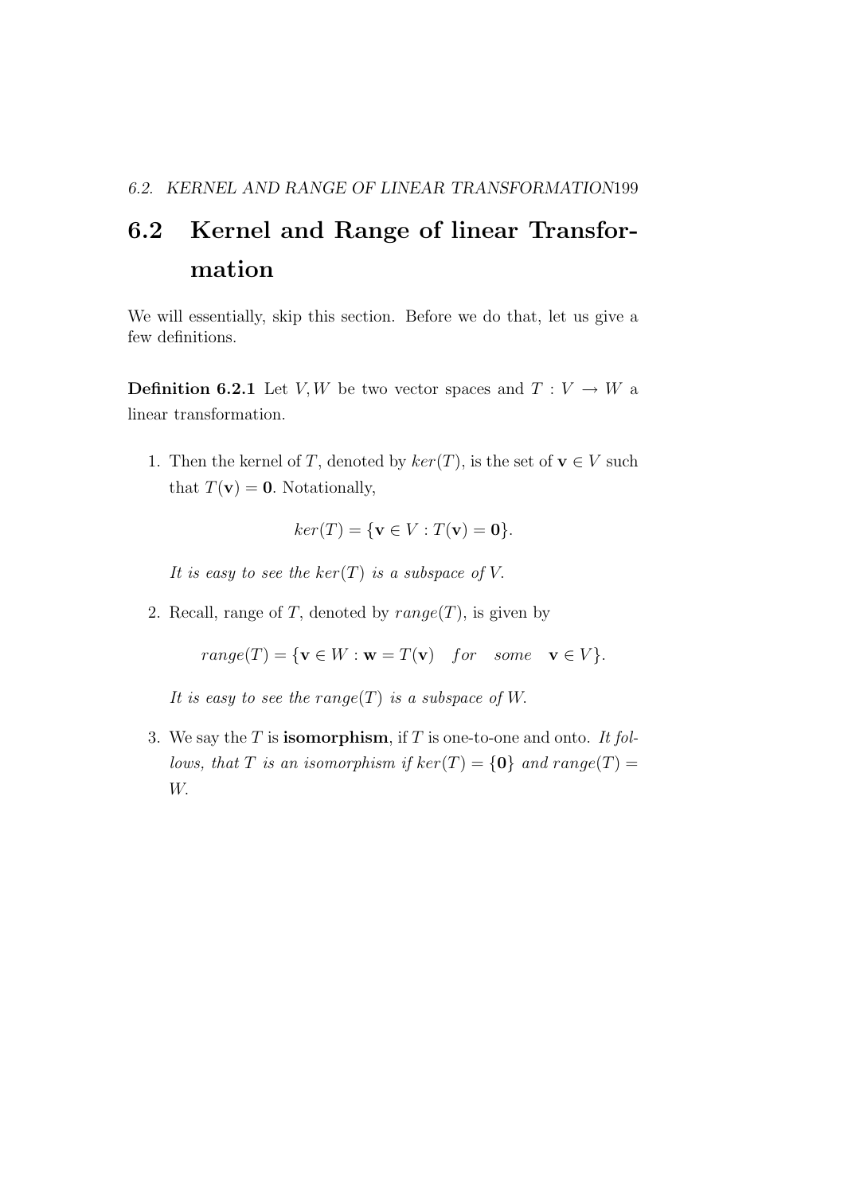## 6.2 Kernel and Range of linear Transformation

We will essentially, skip this section. Before we do that, let us give a few definitions.

**Definition 6.2.1** Let $V, W$ be two vector spaces and $T : V \to W$ a linear transformation.

1. Then the kernel of $T$, denoted by $ker(T)$, is the set of $\mathbf{v} \in V$ such that $T(\mathbf{v}) = \mathbf{0}$. Notationally,

   $$ker(T) = \{\mathbf{v} \in V : T(\mathbf{v}) = \mathbf{0}\}.$$

   *It is easy to see the $ker(T)$ is a subspace of $V$.*

2. Recall, range of $T$, denoted by $range(T)$, is given by

   $$range(T) = \{\mathbf{v} \in W : \mathbf{w} = T(\mathbf{v}) \quad for \quad some \quad \mathbf{v} \in V\}.$$

   *It is easy to see the $range(T)$ is a subspace of $W$.*

3. We say the $T$ is **isomorphism**, if $T$ is one-to-one and onto. *It follows, that $T$ is an isomorphism if $ker(T) = \{\mathbf{0}\}$ and $range(T) = W$.*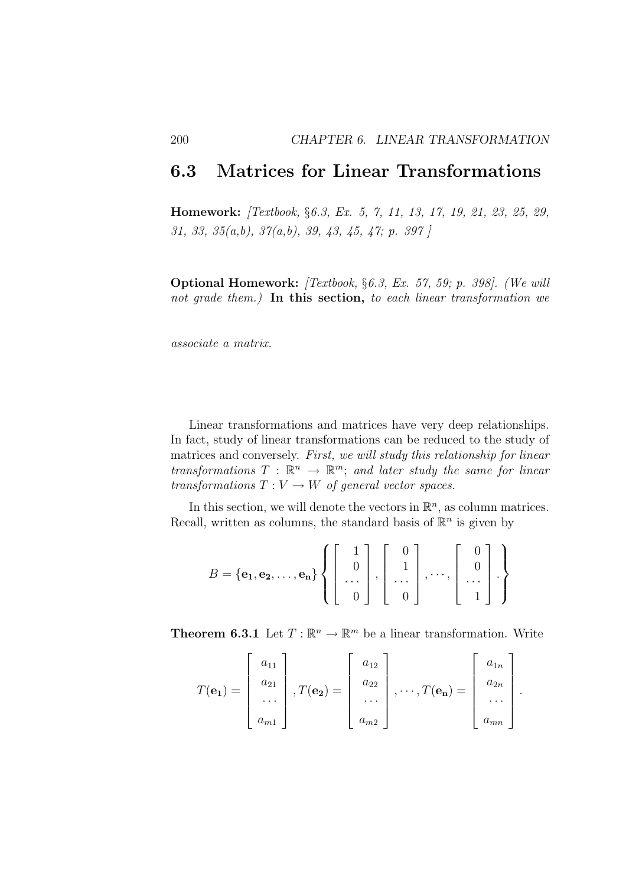## 6.3 Matrices for Linear Transformations

**Homework:** *[Textbook, §6.3, Ex. 5, 7, 11, 13, 17, 19, 21, 23, 25, 29, 31, 33, 35(a,b), 37(a,b), 39, 43, 45, 47; p. 397 ]*

**Optional Homework:** *[Textbook, §6.3, Ex. 57, 59; p. 398]. (We will not grade them.)* **In this section,** *to each linear transformation we associate a matrix.*

Linear transformations and matrices have very deep relationships. In fact, study of linear transformations can be reduced to the study of matrices and conversely. *First, we will study this relationship for linear transformations $T : \mathbb{R}^n \to \mathbb{R}^m$; and later study the same for linear transformations $T : V \to W$ of general vector spaces.*

In this section, we will denote the vectors in $\mathbb{R}^n$, as column matrices. Recall, written as columns, the standard basis of $\mathbb{R}^n$ is given by

$$B = \{\mathbf{e_1}, \mathbf{e_2}, \ldots, \mathbf{e_n}\} \left\{ \begin{bmatrix} 1 \\ 0 \\ \cdots \\ 0 \end{bmatrix}, \begin{bmatrix} 0 \\ 1 \\ \cdots \\ 0 \end{bmatrix}, \cdots, \begin{bmatrix} 0 \\ 0 \\ \cdots \\ 1 \end{bmatrix}. \right\}$$

**Theorem 6.3.1** Let $T : \mathbb{R}^n \to \mathbb{R}^m$ be a linear transformation. Write

$$T(\mathbf{e_1}) = \begin{bmatrix} a_{11} \\ a_{21} \\ \cdots \\ a_{m1} \end{bmatrix}, T(\mathbf{e_2}) = \begin{bmatrix} a_{12} \\ a_{22} \\ \cdots \\ a_{m2} \end{bmatrix}, \cdots, T(\mathbf{e_n}) = \begin{bmatrix} a_{1n} \\ a_{2n} \\ \cdots \\ a_{mn} \end{bmatrix}.$$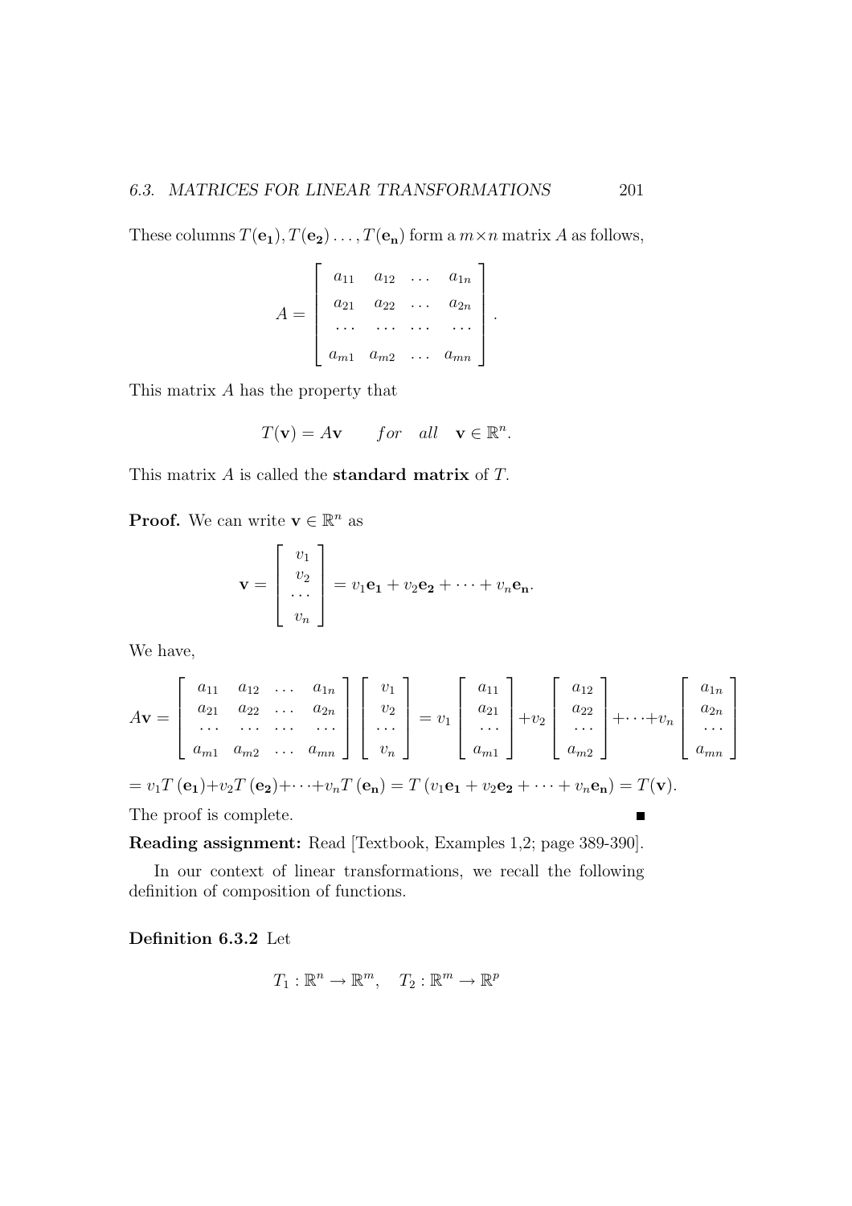These columns $T(\mathbf{e_1}), T(\mathbf{e_2}) \ldots, T(\mathbf{e_n})$ form a $m \times n$ matrix $A$ as follows,

$$A = \begin{bmatrix} a_{11} & a_{12} & \ldots & a_{1n} \\ a_{21} & a_{22} & \ldots & a_{2n} \\ \ldots & \ldots & \ldots & \ldots \\ a_{m1} & a_{m2} & \ldots & a_{mn} \end{bmatrix}.$$

This matrix $A$ has the property that

$$T(\mathbf{v}) = A\mathbf{v} \qquad for \quad all \quad \mathbf{v} \in \mathbb{R}^n.$$

This matrix $A$ is called the **standard matrix** of $T$.

**Proof.** We can write $\mathbf{v} \in \mathbb{R}^n$ as

$$\mathbf{v} = \begin{bmatrix} v_1 \\ v_2 \\ \ldots \\ v_n \end{bmatrix} = v_1\mathbf{e_1} + v_2\mathbf{e_2} + \cdots + v_n\mathbf{e_n}.$$

We have,

$$A\mathbf{v} = \begin{bmatrix} a_{11} & a_{12} & \ldots & a_{1n} \\ a_{21} & a_{22} & \ldots & a_{2n} \\ \ldots & \ldots & \ldots & \ldots \\ a_{m1} & a_{m2} & \ldots & a_{mn} \end{bmatrix} \begin{bmatrix} v_1 \\ v_2 \\ \ldots \\ v_n \end{bmatrix} = v_1 \begin{bmatrix} a_{11} \\ a_{21} \\ \ldots \\ a_{m1} \end{bmatrix} + v_2 \begin{bmatrix} a_{12} \\ a_{22} \\ \ldots \\ a_{m2} \end{bmatrix} + \cdots + v_n \begin{bmatrix} a_{1n} \\ a_{2n} \\ \ldots \\ a_{mn} \end{bmatrix}$$

$$= v_1 T(\mathbf{e_1}) + v_2 T(\mathbf{e_2}) + \cdots + v_n T(\mathbf{e_n}) = T(v_1\mathbf{e_1} + v_2\mathbf{e_2} + \cdots + v_n\mathbf{e_n}) = T(\mathbf{v}).$$

The proof is complete. ■

**Reading assignment:** Read [Textbook, Examples 1,2; page 389-390].

In our context of linear transformations, we recall the following definition of composition of functions.

**Definition 6.3.2** Let

$$T_1 : \mathbb{R}^n \to \mathbb{R}^m, \quad T_2 : \mathbb{R}^m \to \mathbb{R}^p$$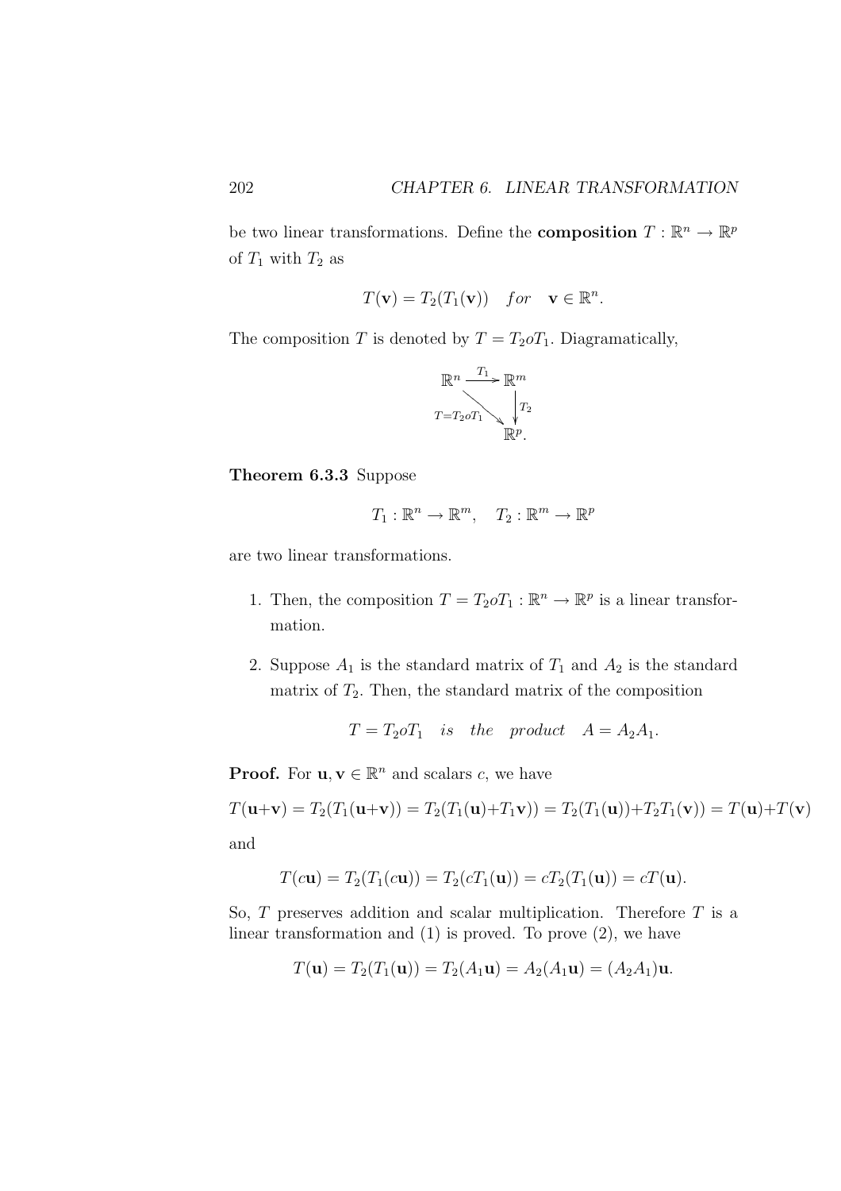be two linear transformations. Define the **composition** $T : \mathbb{R}^n \to \mathbb{R}^p$ of $T_1$ with $T_2$ as

$$T(\mathbf{v}) = T_2(T_1(\mathbf{v})) \quad for \quad \mathbf{v} \in \mathbb{R}^n.$$

The composition $T$ is denoted by $T = T_2 o T_1$. Diagramatically,

$$\begin{array}{ccc} \mathbb{R}^n & \xrightarrow{T_1} & \mathbb{R}^m \\ & {\scriptstyle T = T_2 o T_1} \searrow & \downarrow {\scriptstyle T_2} \\ & & \mathbb{R}^p. \end{array}$$

**Theorem 6.3.3** Suppose

$$T_1 : \mathbb{R}^n \to \mathbb{R}^m, \quad T_2 : \mathbb{R}^m \to \mathbb{R}^p$$

are two linear transformations.

1. Then, the composition $T = T_2 o T_1 : \mathbb{R}^n \to \mathbb{R}^p$ is a linear transformation.

2. Suppose $A_1$ is the standard matrix of $T_1$ and $A_2$ is the standard matrix of $T_2$. Then, the standard matrix of the composition

$$T = T_2 o T_1 \quad is \quad the \quad product \quad A = A_2 A_1.$$

**Proof.** For $\mathbf{u}, \mathbf{v} \in \mathbb{R}^n$ and scalars $c$, we have

$$T(\mathbf{u}+\mathbf{v}) = T_2(T_1(\mathbf{u}+\mathbf{v})) = T_2(T_1(\mathbf{u})+T_1\mathbf{v})) = T_2(T_1(\mathbf{u}))+T_2T_1(\mathbf{v})) = T(\mathbf{u})+T(\mathbf{v})$$

and

$$T(c\mathbf{u}) = T_2(T_1(c\mathbf{u})) = T_2(cT_1(\mathbf{u})) = cT_2(T_1(\mathbf{u})) = cT(\mathbf{u}).$$

So, $T$ preserves addition and scalar multiplication. Therefore $T$ is a linear transformation and (1) is proved. To prove (2), we have

$$T(\mathbf{u}) = T_2(T_1(\mathbf{u})) = T_2(A_1\mathbf{u}) = A_2(A_1\mathbf{u}) = (A_2A_1)\mathbf{u}.$$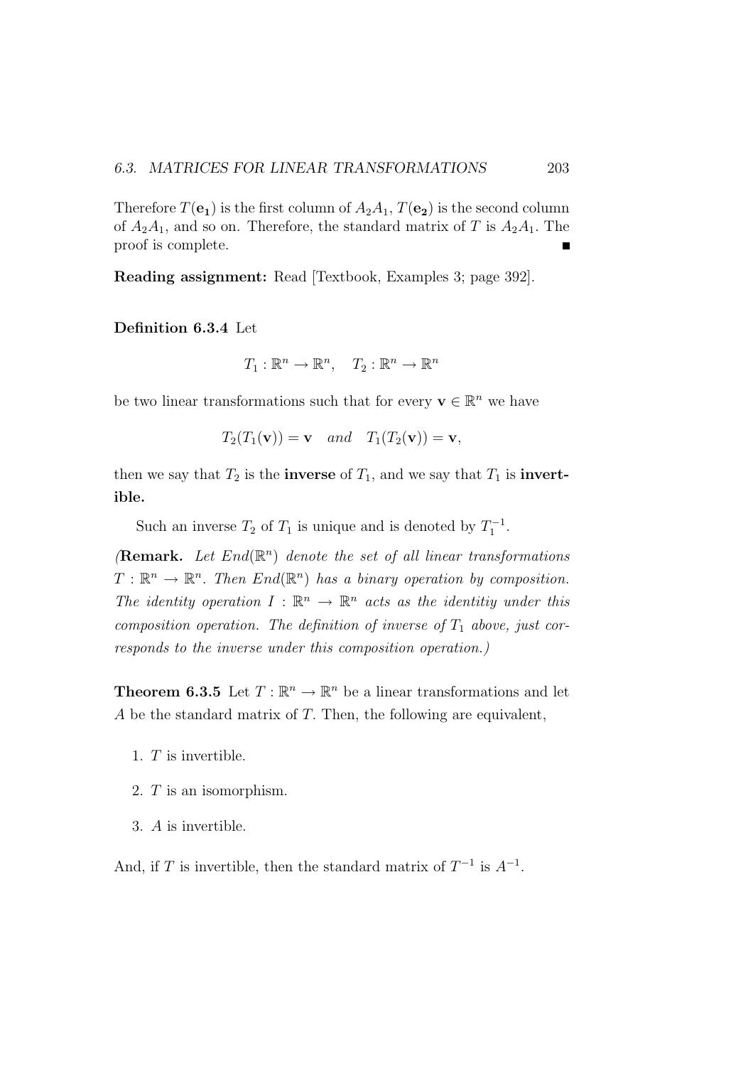Therefore $T(\mathbf{e_1})$ is the first column of $A_2A_1$, $T(\mathbf{e_2})$ is the second column of $A_2A_1$, and so on. Therefore, the standard matrix of $T$ is $A_2A_1$. The proof is complete. ∎

**Reading assignment:** Read [Textbook, Examples 3; page 392].

**Definition 6.3.4** Let

$$T_1 : \mathbb{R}^n \to \mathbb{R}^n, \quad T_2 : \mathbb{R}^n \to \mathbb{R}^n$$

be two linear transformations such that for every $\mathbf{v} \in \mathbb{R}^n$ we have

$$T_2(T_1(\mathbf{v})) = \mathbf{v} \quad and \quad T_1(T_2(\mathbf{v})) = \mathbf{v},$$

then we say that $T_2$ is the **inverse** of $T_1$, and we say that $T_1$ is **invertible.**

Such an inverse $T_2$ of $T_1$ is unique and is denoted by $T_1^{-1}$.

*(**Remark.** Let $End(\mathbb{R}^n)$ denote the set of all linear transformations $T : \mathbb{R}^n \to \mathbb{R}^n$. Then $End(\mathbb{R}^n)$ has a binary operation by composition. The identity operation $I : \mathbb{R}^n \to \mathbb{R}^n$ acts as the identitiy under this composition operation. The definition of inverse of $T_1$ above, just corresponds to the inverse under this composition operation.)*

**Theorem 6.3.5** Let $T : \mathbb{R}^n \to \mathbb{R}^n$ be a linear transformations and let $A$ be the standard matrix of $T$. Then, the following are equivalent,

1. $T$ is invertible.
2. $T$ is an isomorphism.
3. $A$ is invertible.

And, if $T$ is invertible, then the standard matrix of $T^{-1}$ is $A^{-1}$.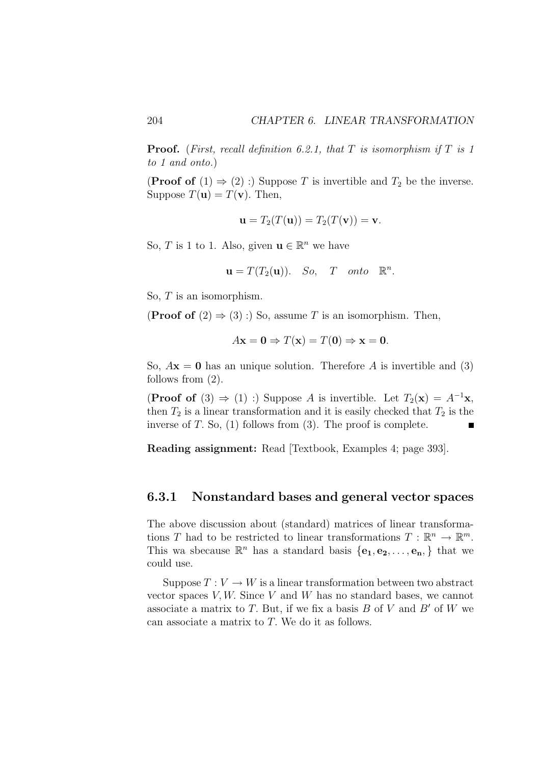**Proof.** (*First, recall definition 6.2.1, that $T$ is isomorphism if $T$ is 1 to 1 and onto.*)

(**Proof of** (1) $\Rightarrow$ (2) :) Suppose $T$ is invertible and $T_2$ be the inverse. Suppose $T(\mathbf{u}) = T(\mathbf{v})$. Then,

$$\mathbf{u} = T_2(T(\mathbf{u})) = T_2(T(\mathbf{v})) = \mathbf{v}.$$

So, $T$ is 1 to 1. Also, given $\mathbf{u} \in \mathbb{R}^n$ we have

$$\mathbf{u} = T(T_2(\mathbf{u})). \quad So, \quad T \quad onto \quad \mathbb{R}^n.$$

So, $T$ is an isomorphism.

(**Proof of** (2) $\Rightarrow$ (3) :) So, assume $T$ is an isomorphism. Then,

$$A\mathbf{x} = \mathbf{0} \Rightarrow T(\mathbf{x}) = T(\mathbf{0}) \Rightarrow \mathbf{x} = \mathbf{0}.$$

So, $A\mathbf{x} = \mathbf{0}$ has an unique solution. Therefore $A$ is invertible and (3) follows from (2).

(**Proof of** (3) $\Rightarrow$ (1) :) Suppose $A$ is invertible. Let $T_2(\mathbf{x}) = A^{-1}\mathbf{x}$, then $T_2$ is a linear transformation and it is easily checked that $T_2$ is the inverse of $T$. So, (1) follows from (3). The proof is complete. ∎

**Reading assignment:** Read [Textbook, Examples 4; page 393].

### 6.3.1 Nonstandard bases and general vector spaces

The above discussion about (standard) matrices of linear transformations $T$ had to be restricted to linear transformations $T : \mathbb{R}^n \to \mathbb{R}^m$. This wa sbecause $\mathbb{R}^n$ has a standard basis $\{\mathbf{e_1}, \mathbf{e_2}, \ldots, \mathbf{e_n},\}$ that we could use.

Suppose $T : V \to W$ is a linear transformation between two abstract vector spaces $V, W$. Since $V$ and $W$ has no standard bases, we cannot associate a matrix to $T$. But, if we fix a basis $B$ of $V$ and $B'$ of $W$ we can associate a matrix to $T$. We do it as follows.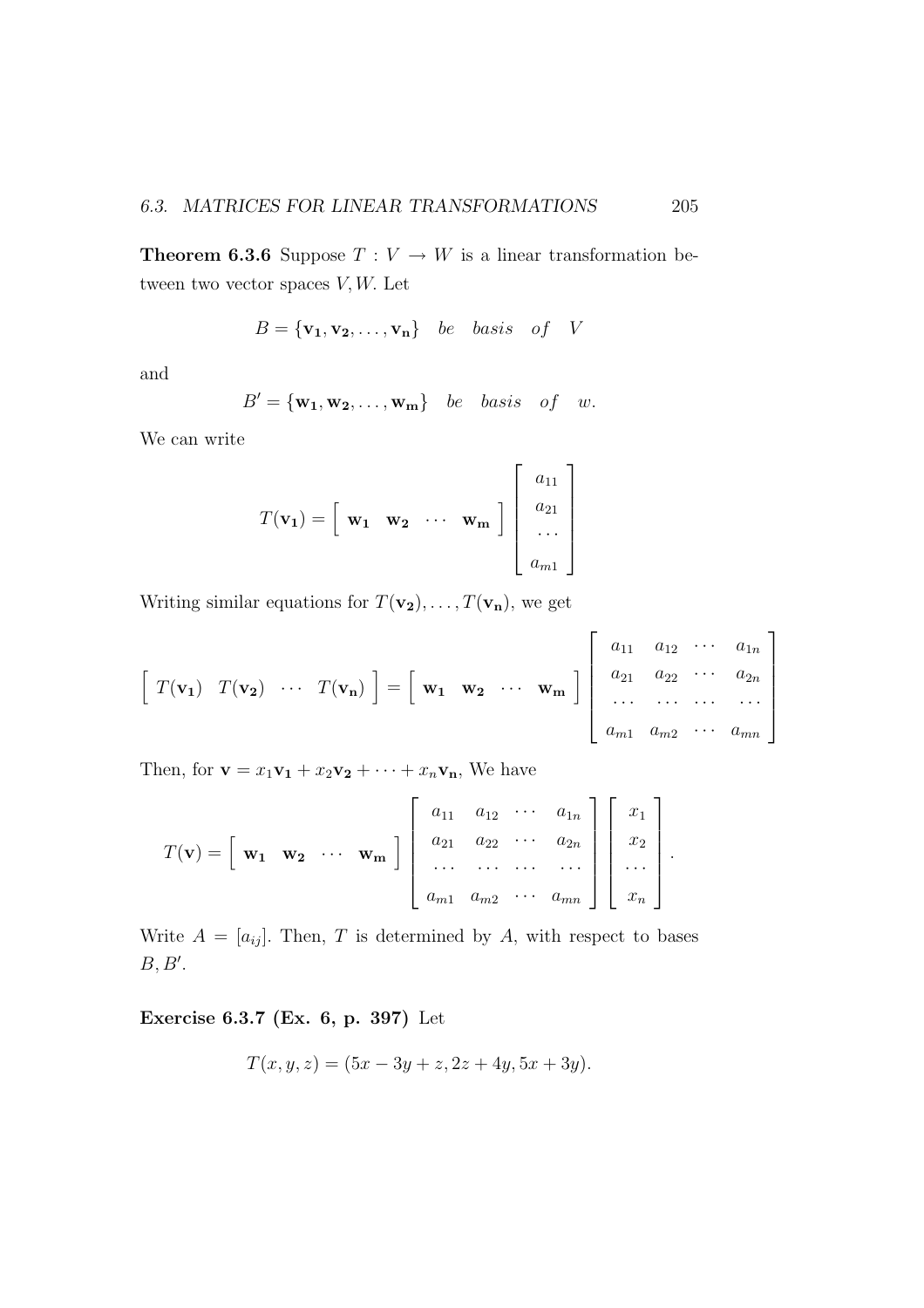**Theorem 6.3.6** Suppose $T : V \to W$ is a linear transformation between two vector spaces $V, W$. Let

$$B = \{\mathbf{v_1}, \mathbf{v_2}, \ldots, \mathbf{v_n}\} \quad be \quad basis \quad of \quad V$$

and

$$B' = \{\mathbf{w_1}, \mathbf{w_2}, \ldots, \mathbf{w_m}\} \quad be \quad basis \quad of \quad w.$$

We can write

$$T(\mathbf{v_1}) = \begin{bmatrix} \mathbf{w_1} & \mathbf{w_2} & \cdots & \mathbf{w_m} \end{bmatrix} \begin{bmatrix} a_{11} \\ a_{21} \\ \cdots \\ a_{m1} \end{bmatrix}$$

Writing similar equations for $T(\mathbf{v_2}), \ldots, T(\mathbf{v_n})$, we get

$$\begin{bmatrix} T(\mathbf{v_1}) & T(\mathbf{v_2}) & \cdots & T(\mathbf{v_n}) \end{bmatrix} = \begin{bmatrix} \mathbf{w_1} & \mathbf{w_2} & \cdots & \mathbf{w_m} \end{bmatrix} \begin{bmatrix} a_{11} & a_{12} & \cdots & a_{1n} \\ a_{21} & a_{22} & \cdots & a_{2n} \\ \cdots & \cdots & \cdots & \cdots \\ a_{m1} & a_{m2} & \cdots & a_{mn} \end{bmatrix}$$

Then, for $\mathbf{v} = x_1\mathbf{v_1} + x_2\mathbf{v_2} + \cdots + x_n\mathbf{v_n}$, We have

$$T(\mathbf{v}) = \begin{bmatrix} \mathbf{w_1} & \mathbf{w_2} & \cdots & \mathbf{w_m} \end{bmatrix} \begin{bmatrix} a_{11} & a_{12} & \cdots & a_{1n} \\ a_{21} & a_{22} & \cdots & a_{2n} \\ \cdots & \cdots & \cdots & \cdots \\ a_{m1} & a_{m2} & \cdots & a_{mn} \end{bmatrix} \begin{bmatrix} x_1 \\ x_2 \\ \cdots \\ x_n \end{bmatrix}.$$

Write $A = [a_{ij}]$. Then, $T$ is determined by $A$, with respect to bases $B, B'$.

**Exercise 6.3.7 (Ex. 6, p. 397)** Let

$$T(x, y, z) = (5x - 3y + z, 2z + 4y, 5x + 3y).$$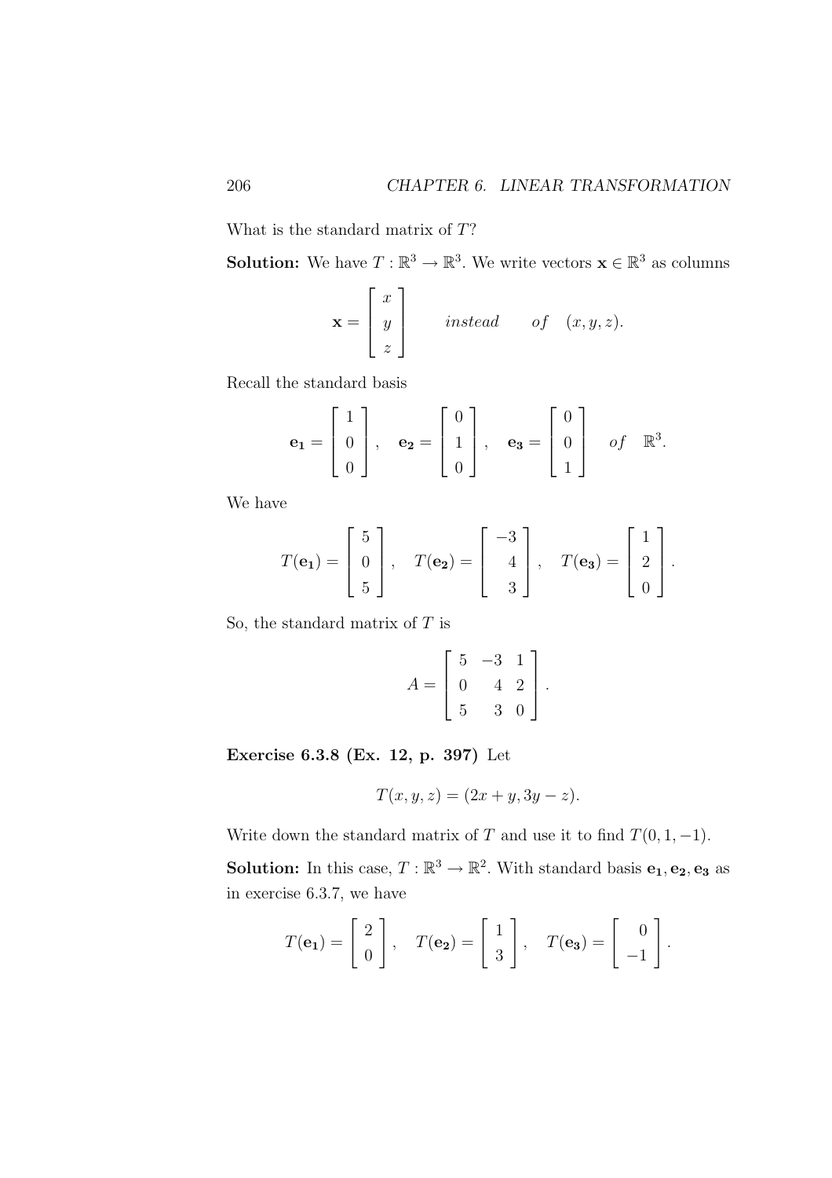What is the standard matrix of $T$?

**Solution:** We have $T : \mathbb{R}^3 \to \mathbb{R}^3$. We write vectors $\mathbf{x} \in \mathbb{R}^3$ as columns

$$\mathbf{x} = \begin{bmatrix} x \\ y \\ z \end{bmatrix} \qquad instead \qquad of \quad (x, y, z).$$

Recall the standard basis

$$\mathbf{e_1} = \begin{bmatrix} 1 \\ 0 \\ 0 \end{bmatrix}, \quad \mathbf{e_2} = \begin{bmatrix} 0 \\ 1 \\ 0 \end{bmatrix}, \quad \mathbf{e_3} = \begin{bmatrix} 0 \\ 0 \\ 1 \end{bmatrix} \quad of \quad \mathbb{R}^3.$$

We have

$$T(\mathbf{e_1}) = \begin{bmatrix} 5 \\ 0 \\ 5 \end{bmatrix}, \quad T(\mathbf{e_2}) = \begin{bmatrix} -3 \\ 4 \\ 3 \end{bmatrix}, \quad T(\mathbf{e_3}) = \begin{bmatrix} 1 \\ 2 \\ 0 \end{bmatrix}.$$

So, the standard matrix of $T$ is

$$A = \begin{bmatrix} 5 & -3 & 1 \\ 0 & 4 & 2 \\ 5 & 3 & 0 \end{bmatrix}.$$

**Exercise 6.3.8 (Ex. 12, p. 397)** Let

$$T(x, y, z) = (2x + y, 3y - z).$$

Write down the standard matrix of $T$ and use it to find $T(0, 1, -1)$.

**Solution:** In this case, $T : \mathbb{R}^3 \to \mathbb{R}^2$. With standard basis $\mathbf{e_1}, \mathbf{e_2}, \mathbf{e_3}$ as in exercise 6.3.7, we have

$$T(\mathbf{e_1}) = \begin{bmatrix} 2 \\ 0 \end{bmatrix}, \quad T(\mathbf{e_2}) = \begin{bmatrix} 1 \\ 3 \end{bmatrix}, \quad T(\mathbf{e_3}) = \begin{bmatrix} 0 \\ -1 \end{bmatrix}.$$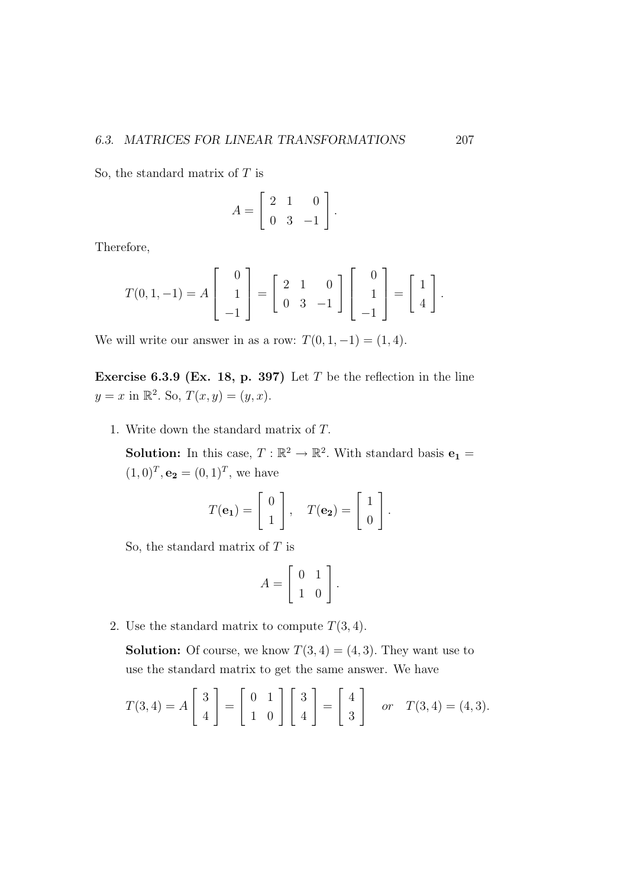So, the standard matrix of $T$ is

$$A = \begin{bmatrix} 2 & 1 & 0 \\ 0 & 3 & -1 \end{bmatrix}.$$

Therefore,

$$T(0, 1, -1) = A \begin{bmatrix} 0 \\ 1 \\ -1 \end{bmatrix} = \begin{bmatrix} 2 & 1 & 0 \\ 0 & 3 & -1 \end{bmatrix} \begin{bmatrix} 0 \\ 1 \\ -1 \end{bmatrix} = \begin{bmatrix} 1 \\ 4 \end{bmatrix}.$$

We will write our answer in as a row: $T(0, 1, -1) = (1, 4)$.

**Exercise 6.3.9 (Ex. 18, p. 397)** Let $T$ be the reflection in the line $y = x$ in $\mathbb{R}^2$. So, $T(x, y) = (y, x)$.

1. Write down the standard matrix of $T$.

   **Solution:** In this case, $T : \mathbb{R}^2 \to \mathbb{R}^2$. With standard basis $\mathbf{e_1} = (1, 0)^T, \mathbf{e_2} = (0, 1)^T$, we have

   $$T(\mathbf{e_1}) = \begin{bmatrix} 0 \\ 1 \end{bmatrix}, \quad T(\mathbf{e_2}) = \begin{bmatrix} 1 \\ 0 \end{bmatrix}.$$

   So, the standard matrix of $T$ is

   $$A = \begin{bmatrix} 0 & 1 \\ 1 & 0 \end{bmatrix}.$$

2. Use the standard matrix to compute $T(3, 4)$.

   **Solution:** Of course, we know $T(3, 4) = (4, 3)$. They want use to use the standard matrix to get the same answer. We have

   $$T(3, 4) = A \begin{bmatrix} 3 \\ 4 \end{bmatrix} = \begin{bmatrix} 0 & 1 \\ 1 & 0 \end{bmatrix} \begin{bmatrix} 3 \\ 4 \end{bmatrix} = \begin{bmatrix} 4 \\ 3 \end{bmatrix} \quad \textit{or} \quad T(3, 4) = (4, 3).$$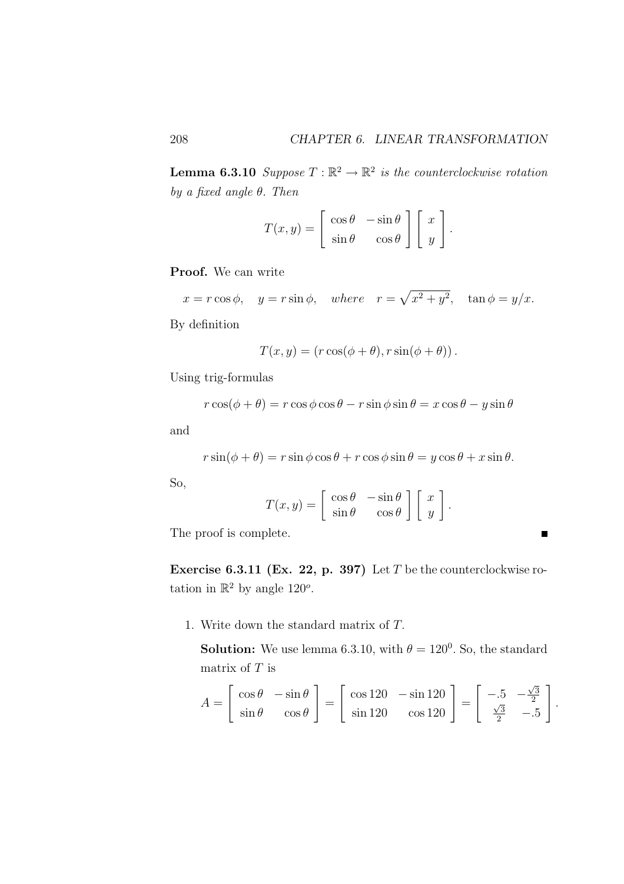**Lemma 6.3.10** *Suppose $T : \mathbb{R}^2 \to \mathbb{R}^2$ is the counterclockwise rotation by a fixed angle $\theta$. Then*

$$T(x, y) = \begin{bmatrix} \cos\theta & -\sin\theta \\ \sin\theta & \cos\theta \end{bmatrix} \begin{bmatrix} x \\ y \end{bmatrix}.$$

**Proof.** We can write

$$x = r\cos\phi, \quad y = r\sin\phi, \quad where \quad r = \sqrt{x^2 + y^2}, \quad \tan\phi = y/x.$$

By definition

$$T(x, y) = (r\cos(\phi + \theta), r\sin(\phi + \theta)).$$

Using trig-formulas

$$r\cos(\phi + \theta) = r\cos\phi\cos\theta - r\sin\phi\sin\theta = x\cos\theta - y\sin\theta$$

and

$$r\sin(\phi + \theta) = r\sin\phi\cos\theta + r\cos\phi\sin\theta = y\cos\theta + x\sin\theta.$$

So,

$$T(x, y) = \begin{bmatrix} \cos\theta & -\sin\theta \\ \sin\theta & \cos\theta \end{bmatrix} \begin{bmatrix} x \\ y \end{bmatrix}.$$

The proof is complete. ■

**Exercise 6.3.11 (Ex. 22, p. 397)** Let $T$ be the counterclockwise rotation in $\mathbb{R}^2$ by angle $120^o$.

1. Write down the standard matrix of $T$.

   **Solution:** We use lemma 6.3.10, with $\theta = 120^0$. So, the standard matrix of $T$ is

$$A = \begin{bmatrix} \cos\theta & -\sin\theta \\ \sin\theta & \cos\theta \end{bmatrix} = \begin{bmatrix} \cos 120 & -\sin 120 \\ \sin 120 & \cos 120 \end{bmatrix} = \begin{bmatrix} -.5 & -\frac{\sqrt{3}}{2} \\ \frac{\sqrt{3}}{2} & -.5 \end{bmatrix}.$$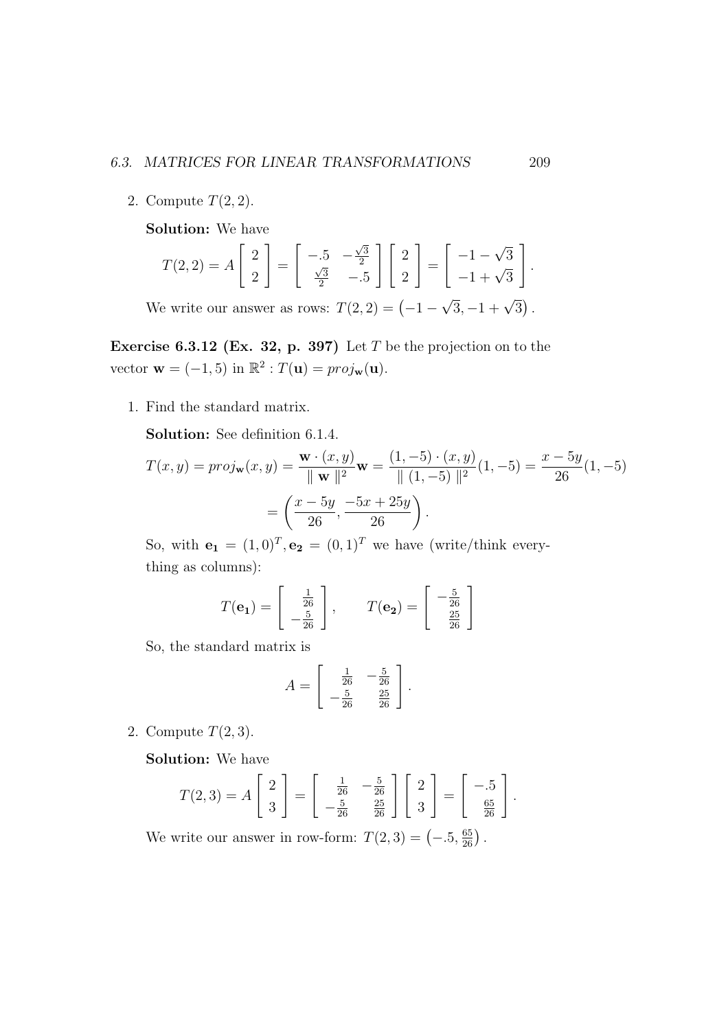2. Compute $T(2,2)$.

   **Solution:** We have

   $$T(2,2) = A\begin{bmatrix} 2 \\ 2 \end{bmatrix} = \begin{bmatrix} -.5 & -\frac{\sqrt{3}}{2} \\ \frac{\sqrt{3}}{2} & -.5 \end{bmatrix}\begin{bmatrix} 2 \\ 2 \end{bmatrix} = \begin{bmatrix} -1-\sqrt{3} \\ -1+\sqrt{3} \end{bmatrix}.$$

   We write our answer as rows: $T(2,2) = \left(-1-\sqrt{3}, -1+\sqrt{3}\right)$.

**Exercise 6.3.12 (Ex. 32, p. 397)** Let $T$ be the projection on to the vector $\mathbf{w} = (-1,5)$ in $\mathbb{R}^2 : T(\mathbf{u}) = proj_{\mathbf{w}}(\mathbf{u})$.

1. Find the standard matrix.

   **Solution:** See definition 6.1.4.

   $$T(x,y) = proj_{\mathbf{w}}(x,y) = \frac{\mathbf{w}\cdot(x,y)}{\parallel \mathbf{w} \parallel^2}\mathbf{w} = \frac{(1,-5)\cdot(x,y)}{\parallel (1,-5) \parallel^2}(1,-5) = \frac{x-5y}{26}(1,-5)$$
   $$= \left(\frac{x-5y}{26}, \frac{-5x+25y}{26}\right).$$

   So, with $\mathbf{e_1} = (1,0)^T, \mathbf{e_2} = (0,1)^T$ we have (write/think everything as columns):

   $$T(\mathbf{e_1}) = \begin{bmatrix} \frac{1}{26} \\ -\frac{5}{26} \end{bmatrix}, \qquad T(\mathbf{e_2}) = \begin{bmatrix} -\frac{5}{26} \\ \frac{25}{26} \end{bmatrix}$$

   So, the standard matrix is

   $$A = \begin{bmatrix} \frac{1}{26} & -\frac{5}{26} \\ -\frac{5}{26} & \frac{25}{26} \end{bmatrix}.$$

2. Compute $T(2,3)$.

   **Solution:** We have

   $$T(2,3) = A\begin{bmatrix} 2 \\ 3 \end{bmatrix} = \begin{bmatrix} \frac{1}{26} & -\frac{5}{26} \\ -\frac{5}{26} & \frac{25}{26} \end{bmatrix}\begin{bmatrix} 2 \\ 3 \end{bmatrix} = \begin{bmatrix} -.5 \\ \frac{65}{26} \end{bmatrix}.$$

   We write our answer in row-form: $T(2,3) = \left(-.5, \frac{65}{26}\right)$.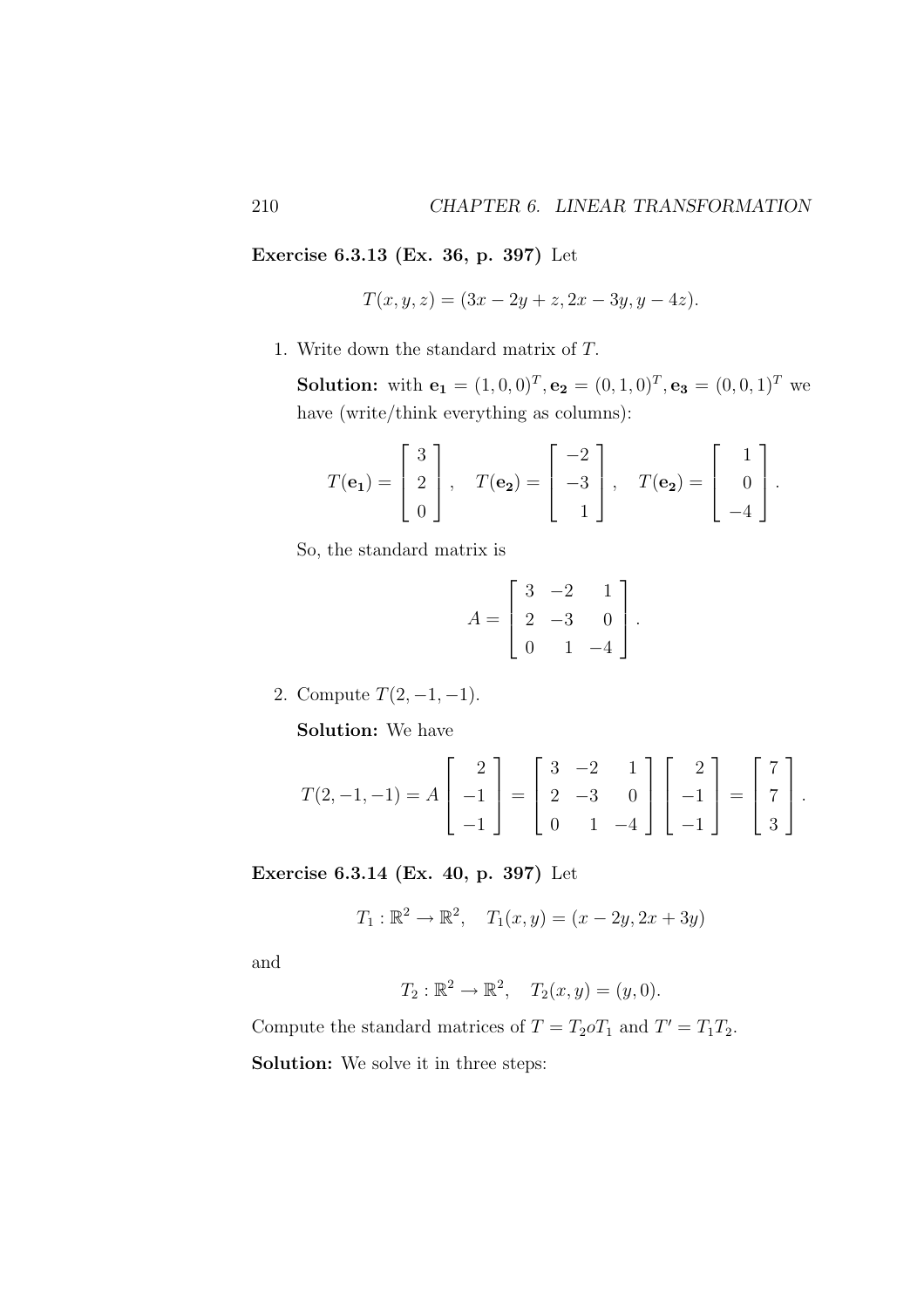**Exercise 6.3.13 (Ex. 36, p. 397)** Let

$$T(x, y, z) = (3x - 2y + z, 2x - 3y, y - 4z).$$

1. Write down the standard matrix of $T$.

   **Solution:** with $\mathbf{e_1} = (1, 0, 0)^T, \mathbf{e_2} = (0, 1, 0)^T, \mathbf{e_3} = (0, 0, 1)^T$ we have (write/think everything as columns):

$$T(\mathbf{e_1}) = \begin{bmatrix} 3 \\ 2 \\ 0 \end{bmatrix}, \quad T(\mathbf{e_2}) = \begin{bmatrix} -2 \\ -3 \\ 1 \end{bmatrix}, \quad T(\mathbf{e_2}) = \begin{bmatrix} 1 \\ 0 \\ -4 \end{bmatrix}.$$

   So, the standard matrix is

$$A = \begin{bmatrix} 3 & -2 & 1 \\ 2 & -3 & 0 \\ 0 & 1 & -4 \end{bmatrix}.$$

2. Compute $T(2, -1, -1)$.

   **Solution:** We have

$$T(2, -1, -1) = A \begin{bmatrix} 2 \\ -1 \\ -1 \end{bmatrix} = \begin{bmatrix} 3 & -2 & 1 \\ 2 & -3 & 0 \\ 0 & 1 & -4 \end{bmatrix} \begin{bmatrix} 2 \\ -1 \\ -1 \end{bmatrix} = \begin{bmatrix} 7 \\ 7 \\ 3 \end{bmatrix}.$$

**Exercise 6.3.14 (Ex. 40, p. 397)** Let

$$T_1 : \mathbb{R}^2 \to \mathbb{R}^2, \quad T_1(x, y) = (x - 2y, 2x + 3y)$$

and

$$T_2 : \mathbb{R}^2 \to \mathbb{R}^2, \quad T_2(x, y) = (y, 0).$$

Compute the standard matrices of $T = T_2 o T_1$ and $T' = T_1 T_2$.

**Solution:** We solve it in three steps: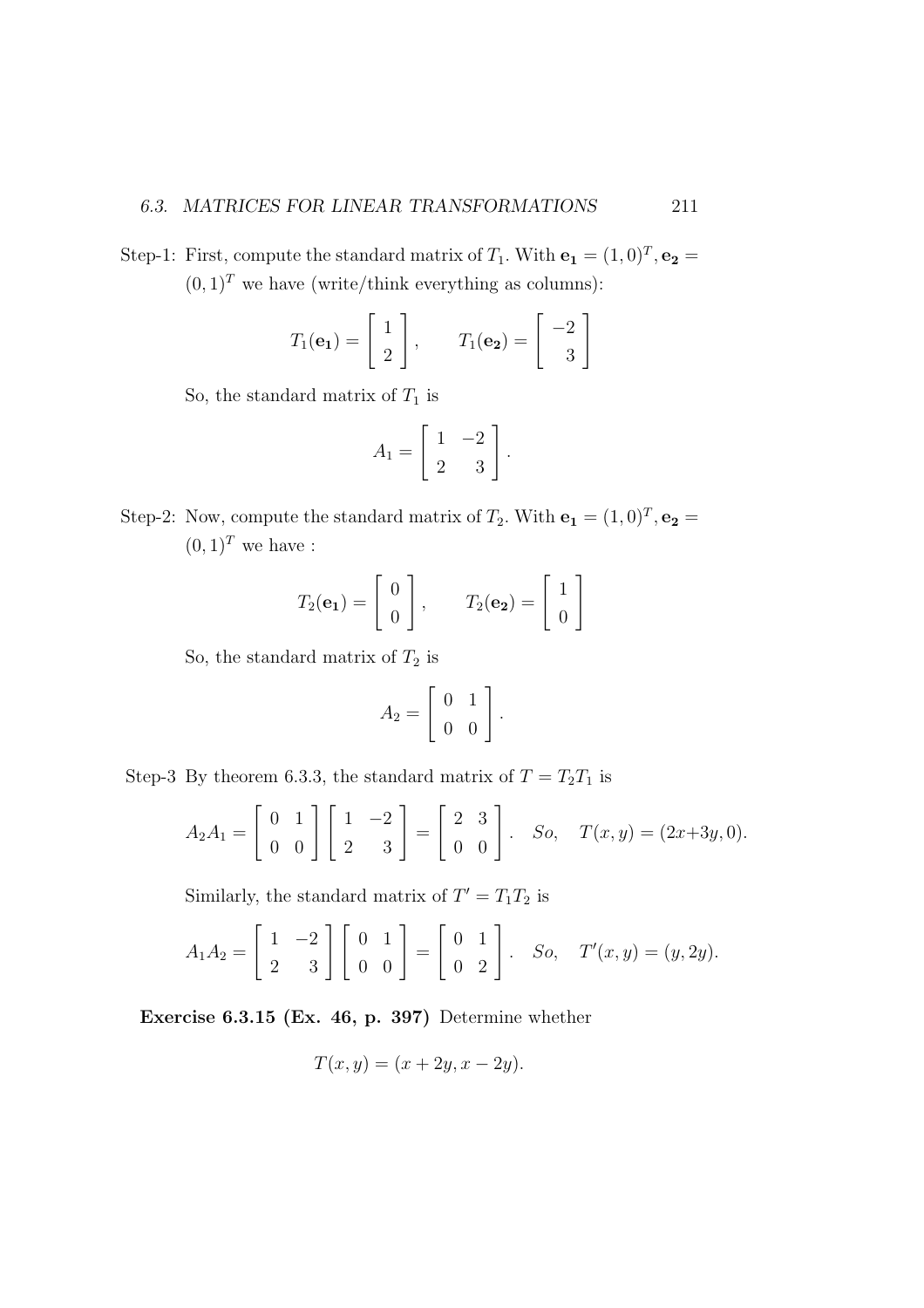Step-1: First, compute the standard matrix of $T_1$. With $\mathbf{e_1} = (1,0)^T, \mathbf{e_2} = (0,1)^T$ we have (write/think everything as columns):

$$T_1(\mathbf{e_1}) = \begin{bmatrix} 1 \\ 2 \end{bmatrix}, \qquad T_1(\mathbf{e_2}) = \begin{bmatrix} -2 \\ 3 \end{bmatrix}$$

So, the standard matrix of $T_1$ is

$$A_1 = \begin{bmatrix} 1 & -2 \\ 2 & 3 \end{bmatrix}.$$

Step-2: Now, compute the standard matrix of $T_2$. With $\mathbf{e_1} = (1,0)^T, \mathbf{e_2} = (0,1)^T$ we have :

$$T_2(\mathbf{e_1}) = \begin{bmatrix} 0 \\ 0 \end{bmatrix}, \qquad T_2(\mathbf{e_2}) = \begin{bmatrix} 1 \\ 0 \end{bmatrix}$$

So, the standard matrix of $T_2$ is

$$A_2 = \begin{bmatrix} 0 & 1 \\ 0 & 0 \end{bmatrix}.$$

Step-3 By theorem 6.3.3, the standard matrix of $T = T_2T_1$ is

$$A_2A_1 = \begin{bmatrix} 0 & 1 \\ 0 & 0 \end{bmatrix} \begin{bmatrix} 1 & -2 \\ 2 & 3 \end{bmatrix} = \begin{bmatrix} 2 & 3 \\ 0 & 0 \end{bmatrix}. \quad So, \quad T(x,y) = (2x+3y, 0).$$

Similarly, the standard matrix of $T' = T_1T_2$ is

$$A_1A_2 = \begin{bmatrix} 1 & -2 \\ 2 & 3 \end{bmatrix} \begin{bmatrix} 0 & 1 \\ 0 & 0 \end{bmatrix} = \begin{bmatrix} 0 & 1 \\ 0 & 2 \end{bmatrix}. \quad So, \quad T'(x,y) = (y, 2y).$$

**Exercise 6.3.15 (Ex. 46, p. 397)** Determine whether

$$T(x,y) = (x+2y, x-2y).$$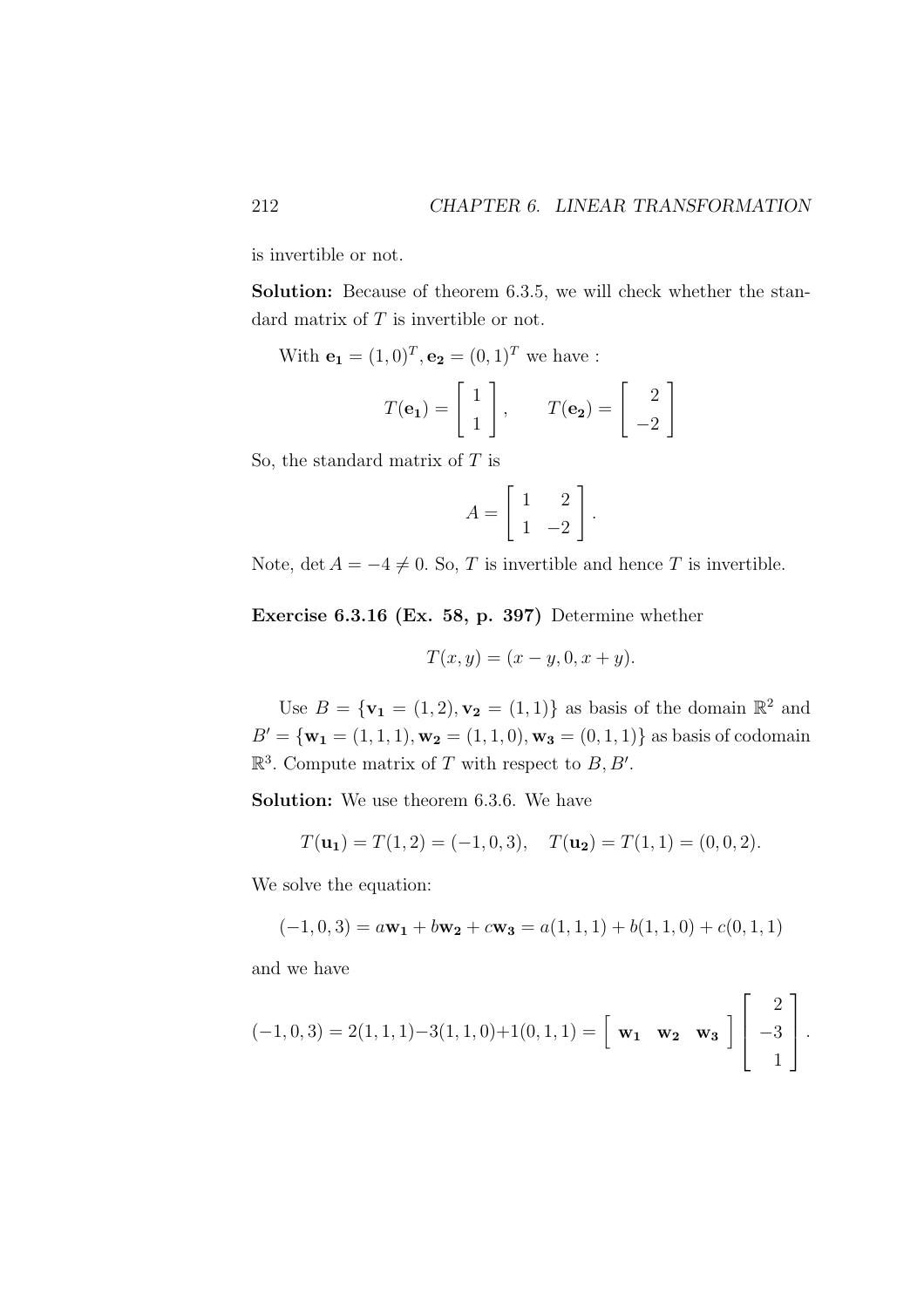is invertible or not.

**Solution:** Because of theorem 6.3.5, we will check whether the standard matrix of $T$ is invertible or not.

With $\mathbf{e_1} = (1,0)^T, \mathbf{e_2} = (0,1)^T$ we have :

$$T(\mathbf{e_1}) = \begin{bmatrix} 1 \\ 1 \end{bmatrix}, \qquad T(\mathbf{e_2}) = \begin{bmatrix} 2 \\ -2 \end{bmatrix}$$

So, the standard matrix of $T$ is

$$A = \begin{bmatrix} 1 & 2 \\ 1 & -2 \end{bmatrix}.$$

Note, $\det A = -4 \neq 0$. So, $T$ is invertible and hence $T$ is invertible.

**Exercise 6.3.16 (Ex. 58, p. 397)** Determine whether

$$T(x,y) = (x-y, 0, x+y).$$

Use $B = \{\mathbf{v_1} = (1,2), \mathbf{v_2} = (1,1)\}$ as basis of the domain $\mathbb{R}^2$ and $B' = \{\mathbf{w_1} = (1,1,1), \mathbf{w_2} = (1,1,0), \mathbf{w_3} = (0,1,1)\}$ as basis of codomain $\mathbb{R}^3$. Compute matrix of $T$ with respect to $B, B'$.

**Solution:** We use theorem 6.3.6. We have

$$T(\mathbf{u_1}) = T(1,2) = (-1,0,3), \quad T(\mathbf{u_2}) = T(1,1) = (0,0,2).$$

We solve the equation:

$$(-1,0,3) = a\mathbf{w_1} + b\mathbf{w_2} + c\mathbf{w_3} = a(1,1,1) + b(1,1,0) + c(0,1,1)$$

and we have

$$(-1,0,3) = 2(1,1,1) - 3(1,1,0) + 1(0,1,1) = \begin{bmatrix} \mathbf{w_1} & \mathbf{w_2} & \mathbf{w_3} \end{bmatrix} \begin{bmatrix} 2 \\ -3 \\ 1 \end{bmatrix}.$$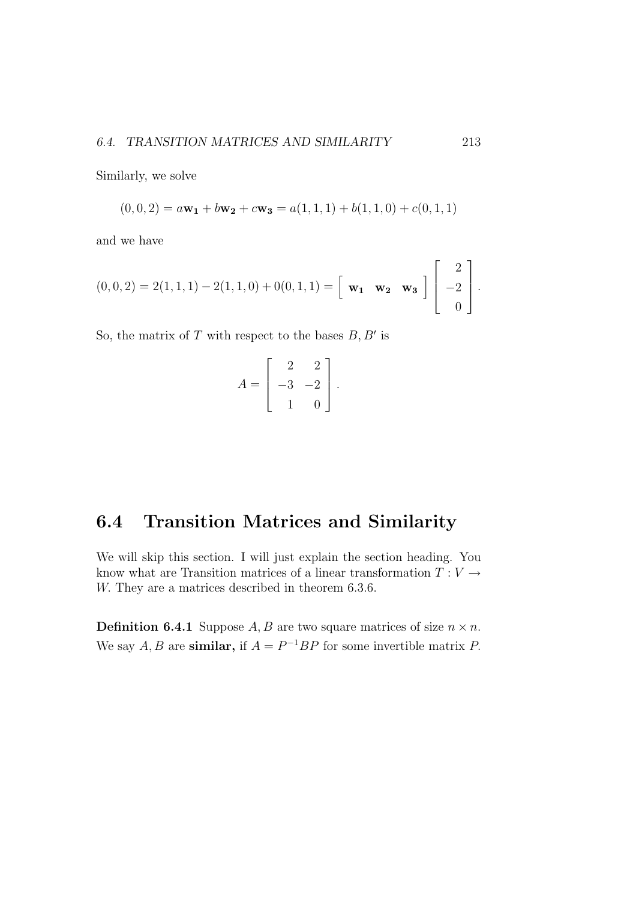Similarly, we solve

$$(0,0,2) = a\mathbf{w_1} + b\mathbf{w_2} + c\mathbf{w_3} = a(1,1,1) + b(1,1,0) + c(0,1,1)$$

and we have

$$(0,0,2) = 2(1,1,1) - 2(1,1,0) + 0(0,1,1) = \begin{bmatrix} \mathbf{w_1} & \mathbf{w_2} & \mathbf{w_3} \end{bmatrix} \begin{bmatrix} 2 \\ -2 \\ 0 \end{bmatrix}.$$

So, the matrix of $T$ with respect to the bases $B, B'$ is

$$A = \begin{bmatrix} 2 & 2 \\ -3 & -2 \\ 1 & 0 \end{bmatrix}.$$

## 6.4 Transition Matrices and Similarity

We will skip this section. I will just explain the section heading. You know what are Transition matrices of a linear transformation $T : V \to W$. They are a matrices described in theorem 6.3.6.

**Definition 6.4.1** Suppose $A, B$ are two square matrices of size $n \times n$. We say $A, B$ are **similar,** if $A = P^{-1}BP$ for some invertible matrix $P$.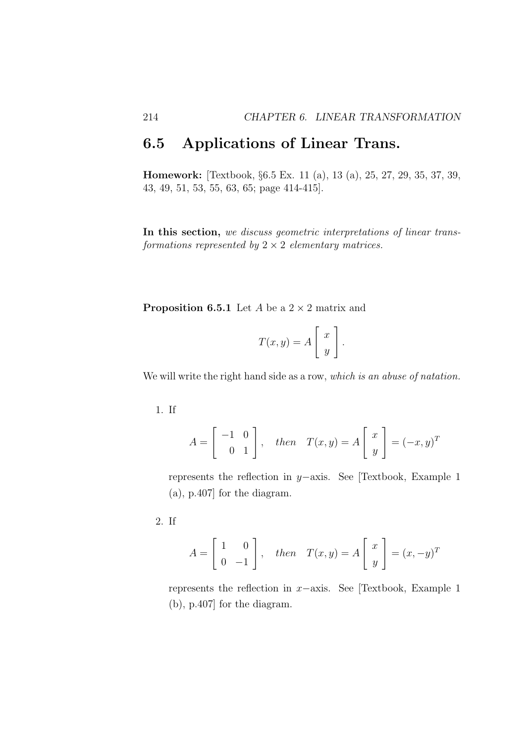## 6.5 Applications of Linear Trans.

**Homework:** [Textbook, §6.5 Ex. 11 (a), 13 (a), 25, 27, 29, 35, 37, 39, 43, 49, 51, 53, 55, 63, 65; page 414-415].

**In this section,** *we discuss geometric interpretations of linear transformations represented by $2 \times 2$ elementary matrices.*

**Proposition 6.5.1** Let $A$ be a $2 \times 2$ matrix and

$$T(x, y) = A \begin{bmatrix} x \\ y \end{bmatrix}.$$

We will write the right hand side as a row, *which is an abuse of natation.*

1. If

$$A = \begin{bmatrix} -1 & 0 \\ 0 & 1 \end{bmatrix}, \quad then \quad T(x, y) = A \begin{bmatrix} x \\ y \end{bmatrix} = (-x, y)^T$$

   represents the reflection in $y-$axis. See [Textbook, Example 1 (a), p.407] for the diagram.

2. If

$$A = \begin{bmatrix} 1 & 0 \\ 0 & -1 \end{bmatrix}, \quad then \quad T(x, y) = A \begin{bmatrix} x \\ y \end{bmatrix} = (x, -y)^T$$

   represents the reflection in $x-$axis. See [Textbook, Example 1 (b), p.407] for the diagram.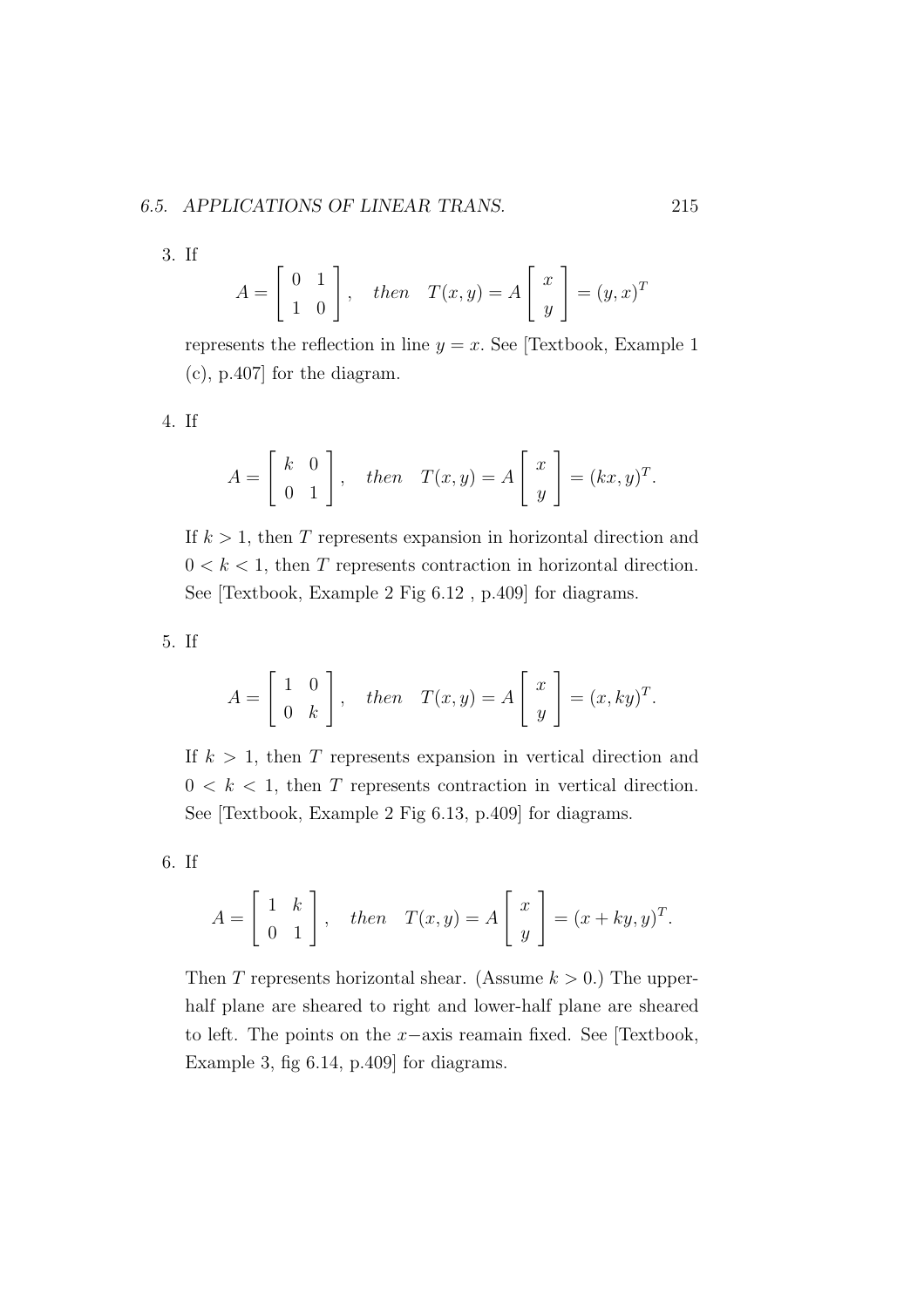3. If

$$A = \begin{bmatrix} 0 & 1 \\ 1 & 0 \end{bmatrix}, \quad then \quad T(x, y) = A \begin{bmatrix} x \\ y \end{bmatrix} = (y, x)^T$$

represents the reflection in line $y = x$. See [Textbook, Example 1 (c), p.407] for the diagram.

4. If

$$A = \begin{bmatrix} k & 0 \\ 0 & 1 \end{bmatrix}, \quad then \quad T(x, y) = A \begin{bmatrix} x \\ y \end{bmatrix} = (kx, y)^T.$$

If $k > 1$, then $T$ represents expansion in horizontal direction and $0 < k < 1$, then $T$ represents contraction in horizontal direction. See [Textbook, Example 2 Fig 6.12 , p.409] for diagrams.

5. If

$$A = \begin{bmatrix} 1 & 0 \\ 0 & k \end{bmatrix}, \quad then \quad T(x, y) = A \begin{bmatrix} x \\ y \end{bmatrix} = (x, ky)^T.$$

If $k > 1$, then $T$ represents expansion in vertical direction and $0 < k < 1$, then $T$ represents contraction in vertical direction. See [Textbook, Example 2 Fig 6.13, p.409] for diagrams.

6. If

$$A = \begin{bmatrix} 1 & k \\ 0 & 1 \end{bmatrix}, \quad then \quad T(x, y) = A \begin{bmatrix} x \\ y \end{bmatrix} = (x + ky, y)^T.$$

Then $T$ represents horizontal shear. (Assume $k > 0$.) The upper-half plane are sheared to right and lower-half plane are sheared to left. The points on the $x-$axis reamain fixed. See [Textbook, Example 3, fig 6.14, p.409] for diagrams.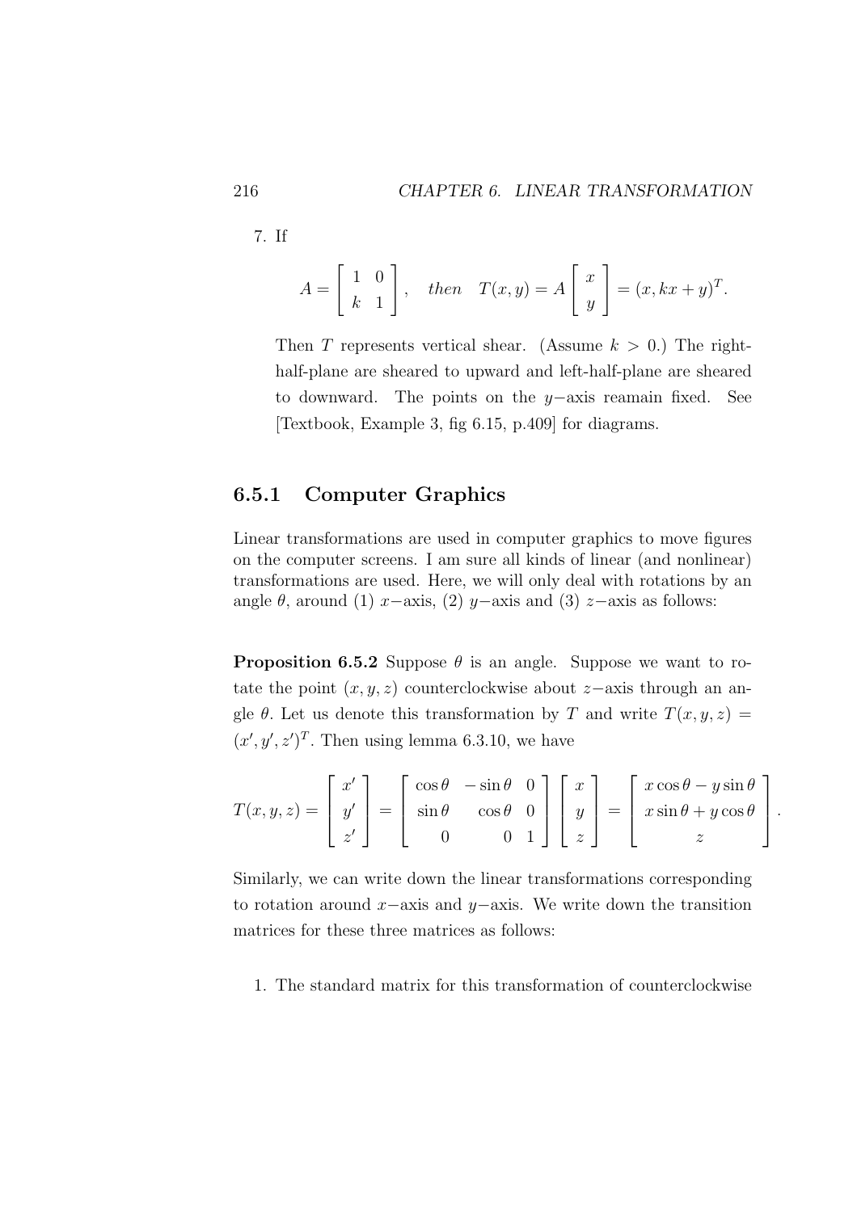7. If

$$A = \begin{bmatrix} 1 & 0 \\ k & 1 \end{bmatrix}, \quad then \quad T(x,y) = A \begin{bmatrix} x \\ y \end{bmatrix} = (x, kx + y)^T.$$

Then $T$ represents vertical shear. (Assume $k > 0$.) The right-half-plane are sheared to upward and left-half-plane are sheared to downward. The points on the $y-$axis reamain fixed. See [Textbook, Example 3, fig 6.15, p.409] for diagrams.

### 6.5.1 Computer Graphics

Linear transformations are used in computer graphics to move figures on the computer screens. I am sure all kinds of linear (and nonlinear) transformations are used. Here, we will only deal with rotations by an angle $\theta$, around (1) $x-$axis, (2) $y-$axis and (3) $z-$axis as follows:

**Proposition 6.5.2** Suppose $\theta$ is an angle. Suppose we want to rotate the point $(x, y, z)$ counterclockwise about $z-$axis through an angle $\theta$. Let us denote this transformation by $T$ and write $T(x, y, z) = (x', y', z')^T$. Then using lemma 6.3.10, we have

$$T(x,y,z) = \begin{bmatrix} x' \\ y' \\ z' \end{bmatrix} = \begin{bmatrix} \cos\theta & -\sin\theta & 0 \\ \sin\theta & \cos\theta & 0 \\ 0 & 0 & 1 \end{bmatrix} \begin{bmatrix} x \\ y \\ z \end{bmatrix} = \begin{bmatrix} x\cos\theta - y\sin\theta \\ x\sin\theta + y\cos\theta \\ z \end{bmatrix}.$$

Similarly, we can write down the linear transformations corresponding to rotation around $x-$axis and $y-$axis. We write down the transition matrices for these three matrices as follows:

1. The standard matrix for this transformation of counterclockwise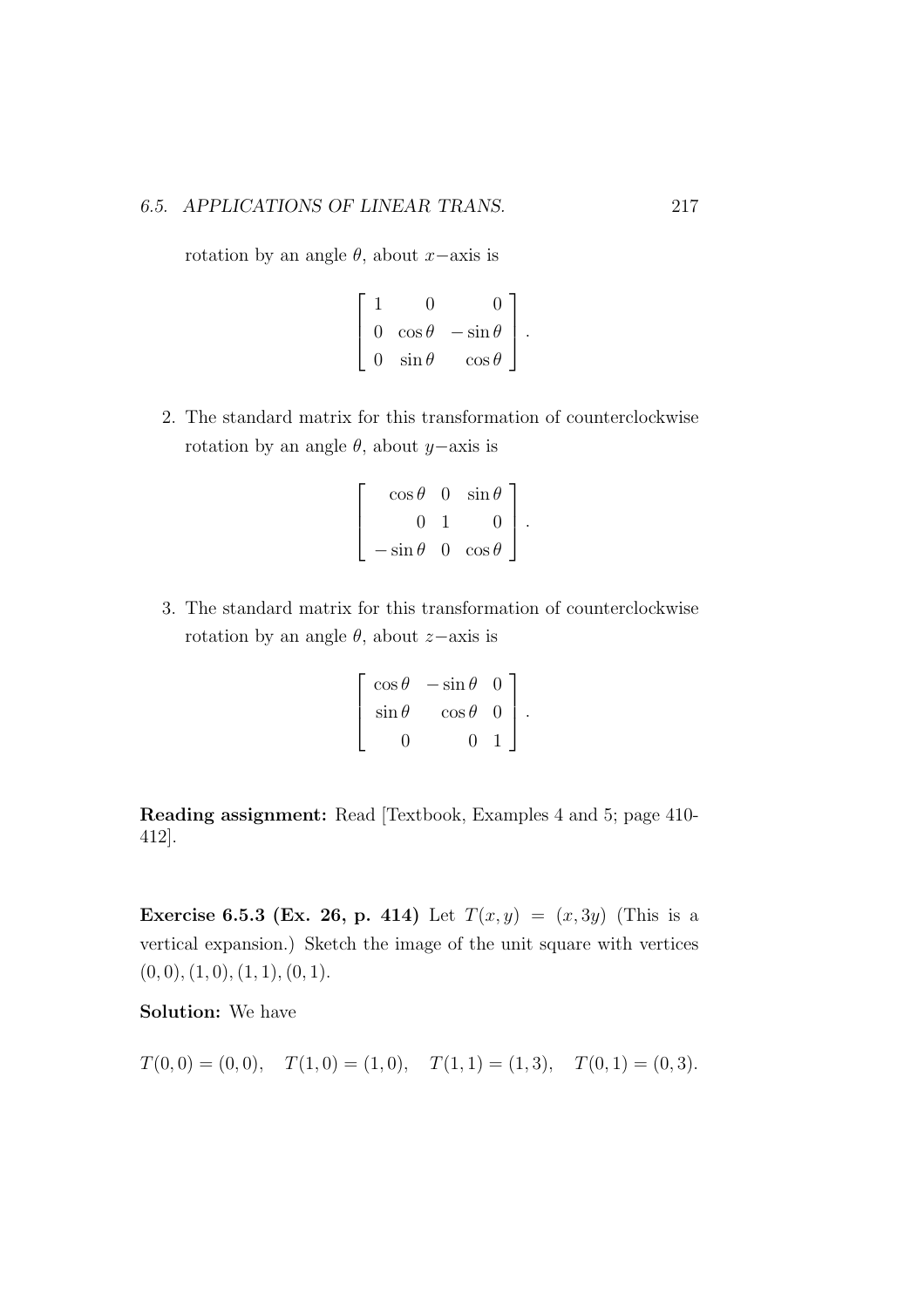rotation by an angle $\theta$, about $x-$axis is

$$\begin{bmatrix} 1 & 0 & 0 \\ 0 & \cos\theta & -\sin\theta \\ 0 & \sin\theta & \cos\theta \end{bmatrix}.$$

2. The standard matrix for this transformation of counterclockwise rotation by an angle $\theta$, about $y-$axis is

$$\begin{bmatrix} \cos\theta & 0 & \sin\theta \\ 0 & 1 & 0 \\ -\sin\theta & 0 & \cos\theta \end{bmatrix}.$$

3. The standard matrix for this transformation of counterclockwise rotation by an angle $\theta$, about $z-$axis is

$$\begin{bmatrix} \cos\theta & -\sin\theta & 0 \\ \sin\theta & \cos\theta & 0 \\ 0 & 0 & 1 \end{bmatrix}.$$

**Reading assignment:** Read [Textbook, Examples 4 and 5; page 410-412].

**Exercise 6.5.3 (Ex. 26, p. 414)** Let $T(x, y) = (x, 3y)$ (This is a vertical expansion.) Sketch the image of the unit square with vertices $(0, 0), (1, 0), (1, 1), (0, 1)$.

**Solution:** We have

$$T(0, 0) = (0, 0), \quad T(1, 0) = (1, 0), \quad T(1, 1) = (1, 3), \quad T(0, 1) = (0, 3).$$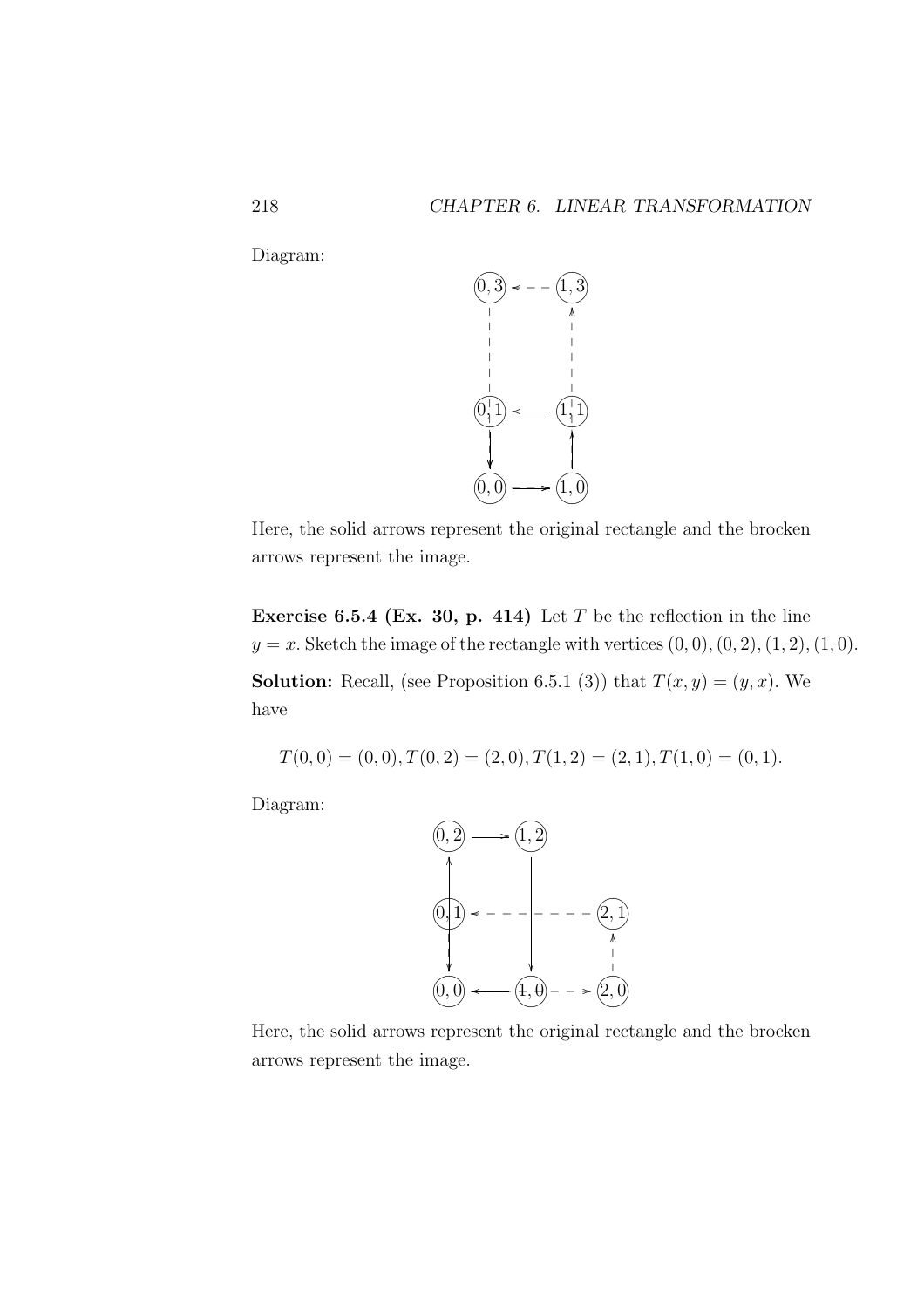Diagram:

Here, the solid arrows represent the original rectangle and the brocken arrows represent the image.

**Exercise 6.5.4 (Ex. 30, p. 414)** Let $T$ be the reflection in the line $y = x$. Sketch the image of the rectangle with vertices $(0, 0), (0, 2), (1, 2), (1, 0)$.

**Solution:** Recall, (see Proposition 6.5.1 (3)) that $T(x, y) = (y, x)$. We have

$$T(0, 0) = (0, 0), T(0, 2) = (2, 0), T(1, 2) = (2, 1), T(1, 0) = (0, 1).$$

Diagram:

Here, the solid arrows represent the original rectangle and the brocken arrows represent the image.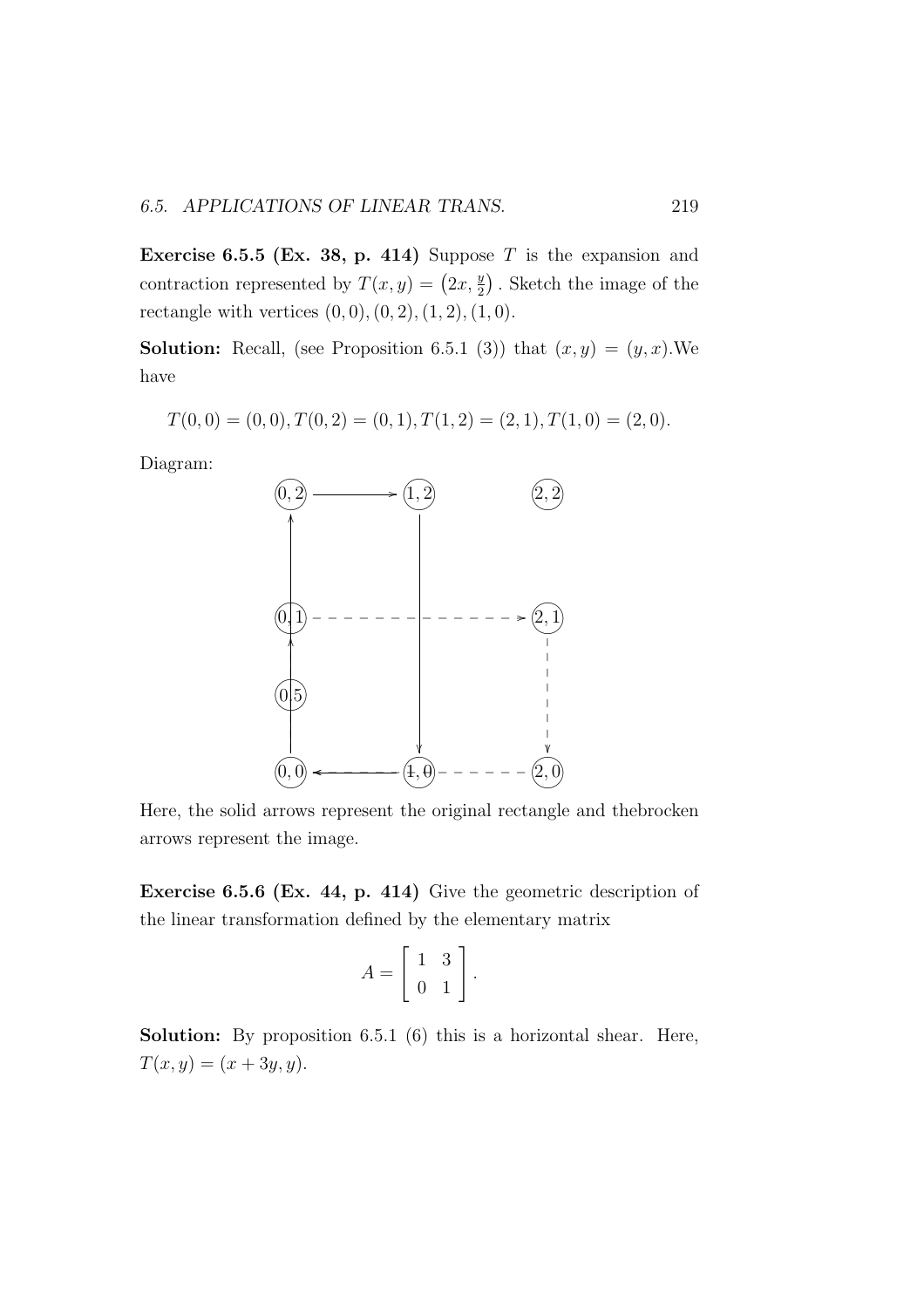**Exercise 6.5.5 (Ex. 38, p. 414)** Suppose $T$ is the expansion and contraction represented by $T(x, y) = \left(2x, \frac{y}{2}\right)$. Sketch the image of the rectangle with vertices $(0, 0), (0, 2), (1, 2), (1, 0)$.

**Solution:** Recall, (see Proposition 6.5.1 (3)) that $(x, y) = (y, x)$.We have

$$T(0, 0) = (0, 0), T(0, 2) = (0, 1), T(1, 2) = (2, 1), T(1, 0) = (2, 0).$$

Diagram:

Here, the solid arrows represent the original rectangle and thebrocken arrows represent the image.

**Exercise 6.5.6 (Ex. 44, p. 414)** Give the geometric description of the linear transformation defined by the elementary matrix

$$A = \begin{bmatrix} 1 & 3 \\ 0 & 1 \end{bmatrix}.$$

**Solution:** By proposition 6.5.1 (6) this is a horizontal shear. Here, $T(x, y) = (x + 3y, y)$.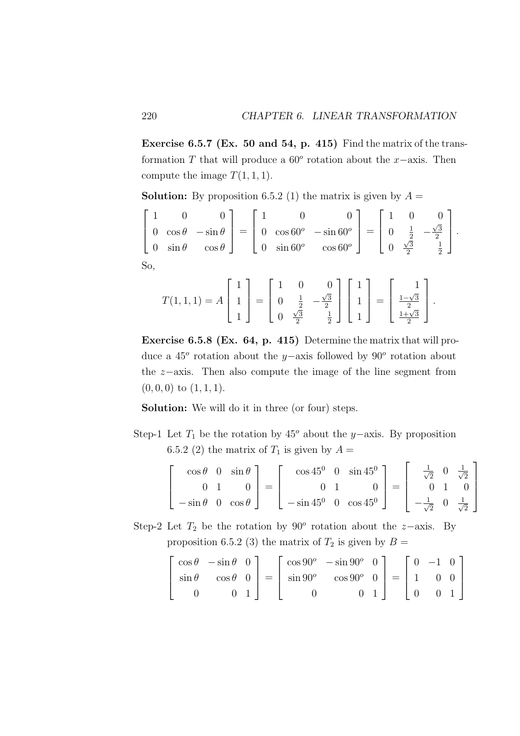**Exercise 6.5.7 (Ex. 50 and 54, p. 415)** Find the matrix of the transformation $T$ that will produce a $60^o$ rotation about the $x-$axis. Then compute the image $T(1,1,1)$.

**Solution:** By proposition 6.5.2 (1) the matrix is given by $A =$

$$\begin{bmatrix} 1 & 0 & 0 \\ 0 & \cos\theta & -\sin\theta \\ 0 & \sin\theta & \cos\theta \end{bmatrix} = \begin{bmatrix} 1 & 0 & 0 \\ 0 & \cos 60^o & -\sin 60^o \\ 0 & \sin 60^o & \cos 60^o \end{bmatrix} = \begin{bmatrix} 1 & 0 & 0 \\ 0 & \frac{1}{2} & -\frac{\sqrt{3}}{2} \\ 0 & \frac{\sqrt{3}}{2} & \frac{1}{2} \end{bmatrix}.$$

So,

$$T(1,1,1) = A\begin{bmatrix} 1 \\ 1 \\ 1 \end{bmatrix} = \begin{bmatrix} 1 & 0 & 0 \\ 0 & \frac{1}{2} & -\frac{\sqrt{3}}{2} \\ 0 & \frac{\sqrt{3}}{2} & \frac{1}{2} \end{bmatrix}\begin{bmatrix} 1 \\ 1 \\ 1 \end{bmatrix} = \begin{bmatrix} 1 \\ \frac{1-\sqrt{3}}{2} \\ \frac{1+\sqrt{3}}{2} \end{bmatrix}.$$

**Exercise 6.5.8 (Ex. 64, p. 415)** Determine the matrix that will produce a $45^o$ rotation about the $y-$axis followed by $90^o$ rotation about the $z-$axis. Then also compute the image of the line segment from $(0,0,0)$ to $(1,1,1)$.

**Solution:** We will do it in three (or four) steps.

Step-1 Let $T_1$ be the rotation by $45^o$ about the $y-$axis. By proposition 6.5.2 (2) the matrix of $T_1$ is given by $A =$

$$\begin{bmatrix} \cos\theta & 0 & \sin\theta \\ 0 & 1 & 0 \\ -\sin\theta & 0 & \cos\theta \end{bmatrix} = \begin{bmatrix} \cos 45^0 & 0 & \sin 45^0 \\ 0 & 1 & 0 \\ -\sin 45^0 & 0 & \cos 45^0 \end{bmatrix} = \begin{bmatrix} \frac{1}{\sqrt{2}} & 0 & \frac{1}{\sqrt{2}} \\ 0 & 1 & 0 \\ -\frac{1}{\sqrt{2}} & 0 & \frac{1}{\sqrt{2}} \end{bmatrix}$$

Step-2 Let $T_2$ be the rotation by $90^o$ rotation about the $z-$axis. By proposition 6.5.2 (3) the matrix of $T_2$ is given by $B =$

$$\begin{bmatrix} \cos\theta & -\sin\theta & 0 \\ \sin\theta & \cos\theta & 0 \\ 0 & 0 & 1 \end{bmatrix} = \begin{bmatrix} \cos 90^o & -\sin 90^o & 0 \\ \sin 90^o & \cos 90^o & 0 \\ 0 & 0 & 1 \end{bmatrix} = \begin{bmatrix} 0 & -1 & 0 \\ 1 & 0 & 0 \\ 0 & 0 & 1 \end{bmatrix}$$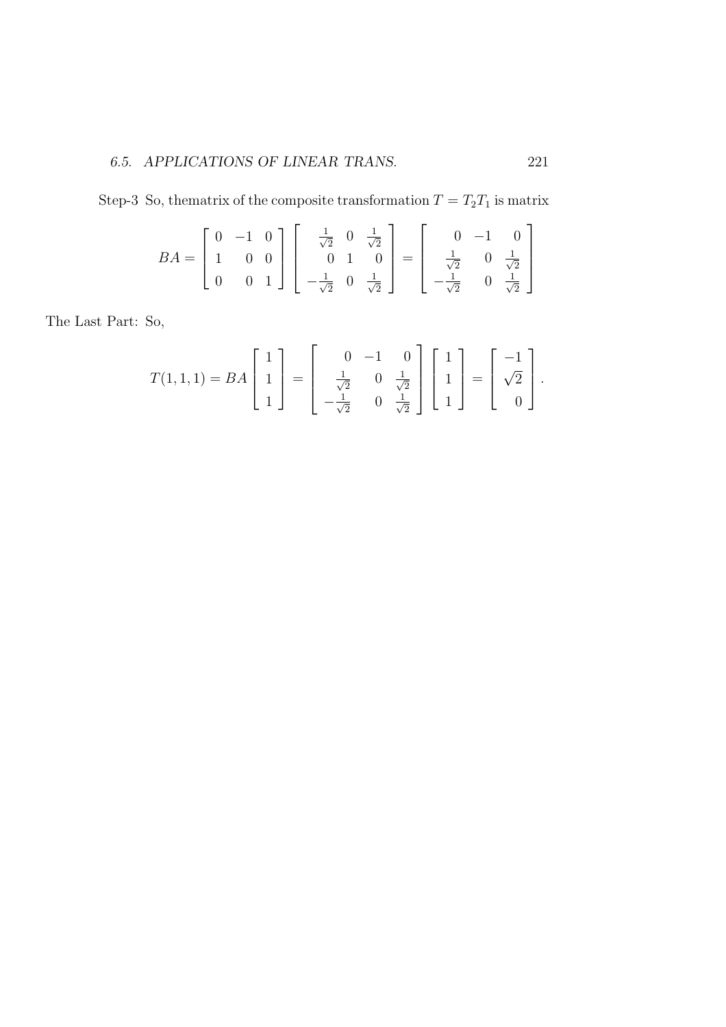Step-3 So, thematrix of the composite transformation $T = T_2T_1$ is matrix

$$BA = \begin{bmatrix} 0 & -1 & 0 \\ 1 & 0 & 0 \\ 0 & 0 & 1 \end{bmatrix} \begin{bmatrix} \frac{1}{\sqrt{2}} & 0 & \frac{1}{\sqrt{2}} \\ 0 & 1 & 0 \\ -\frac{1}{\sqrt{2}} & 0 & \frac{1}{\sqrt{2}} \end{bmatrix} = \begin{bmatrix} 0 & -1 & 0 \\ \frac{1}{\sqrt{2}} & 0 & \frac{1}{\sqrt{2}} \\ -\frac{1}{\sqrt{2}} & 0 & \frac{1}{\sqrt{2}} \end{bmatrix}$$

The Last Part: So,

$$T(1,1,1) = BA \begin{bmatrix} 1 \\ 1 \\ 1 \end{bmatrix} = \begin{bmatrix} 0 & -1 & 0 \\ \frac{1}{\sqrt{2}} & 0 & \frac{1}{\sqrt{2}} \\ -\frac{1}{\sqrt{2}} & 0 & \frac{1}{\sqrt{2}} \end{bmatrix} \begin{bmatrix} 1 \\ 1 \\ 1 \end{bmatrix} = \begin{bmatrix} -1 \\ \sqrt{2} \\ 0 \end{bmatrix}.$$